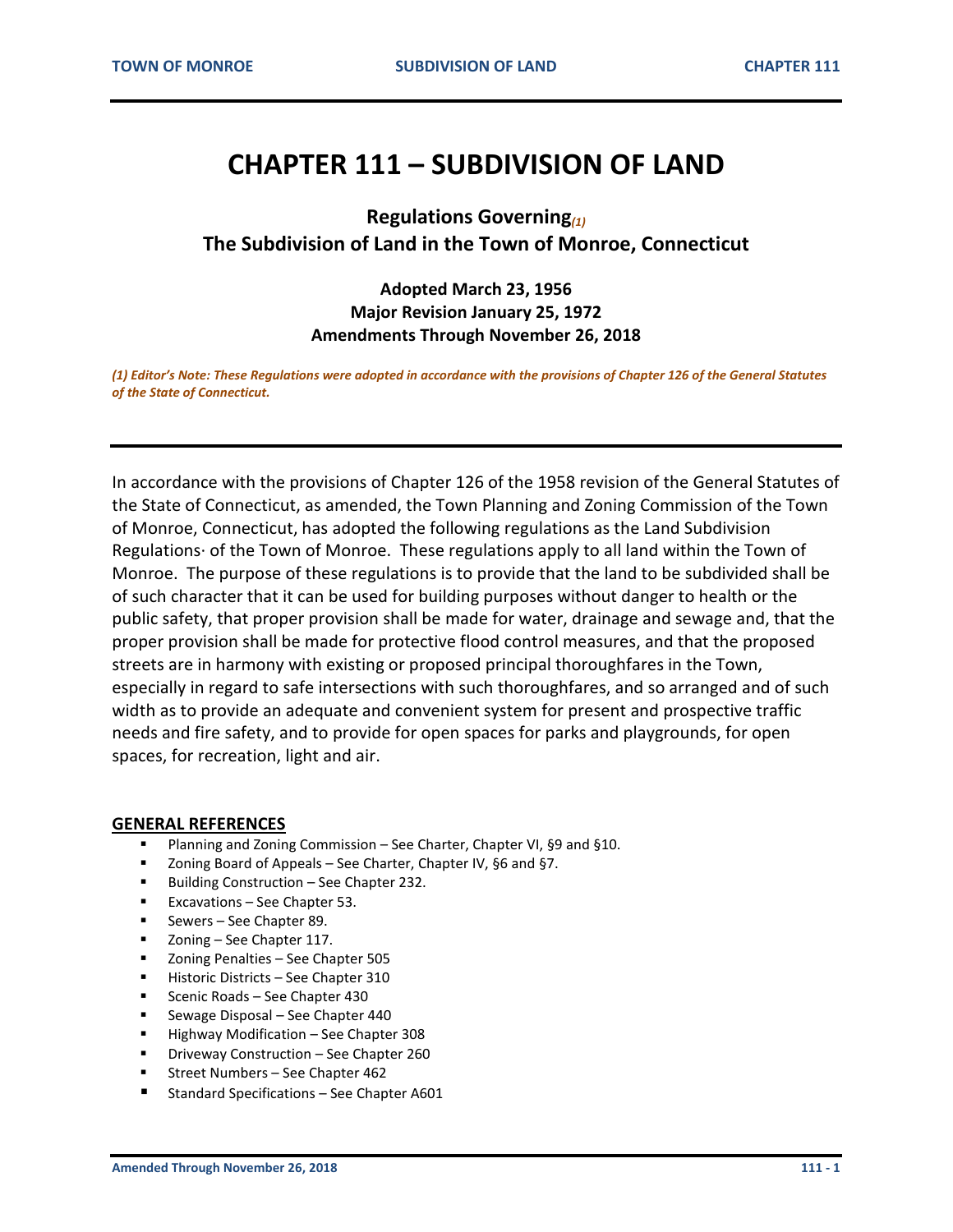# CHAPTER 111 – SUBDIVISION OF LAND

**Regulations Governing**[(1)]
**The Subdivision of Land in the Town of Monroe, Connecticut**

**Adopted March 23, 1956**
**Major Revision January 25, 1972**
**Amendments Through November 26, 2018**

*(1) Editor's Note: These Regulations were adopted in accordance with the provisions of Chapter 126 of the General Statutes of the State of Connecticut.*

---

In accordance with the provisions of Chapter 126 of the 1958 revision of the General Statutes of the State of Connecticut, as amended, the Town Planning and Zoning Commission of the Town of Monroe, Connecticut, has adopted the following regulations as the Land Subdivision Regulations· of the Town of Monroe. These regulations apply to all land within the Town of Monroe. The purpose of these regulations is to provide that the land to be subdivided shall be of such character that it can be used for building purposes without danger to health or the public safety, that proper provision shall be made for water, drainage and sewage and, that the proper provision shall be made for protective flood control measures, and that the proposed streets are in harmony with existing or proposed principal thoroughfares in the Town, especially in regard to safe intersections with such thoroughfares, and so arranged and of such width as to provide an adequate and convenient system for present and prospective traffic needs and fire safety, and to provide for open spaces for parks and playgrounds, for open spaces, for recreation, light and air.

**GENERAL REFERENCES**

- Planning and Zoning Commission – See Charter, Chapter VI, §9 and §10.
- Zoning Board of Appeals – See Charter, Chapter IV, §6 and §7.
- Building Construction – See Chapter 232.
- Excavations – See Chapter 53.
- Sewers – See Chapter 89.
- Zoning – See Chapter 117.
- Zoning Penalties – See Chapter 505
- Historic Districts – See Chapter 310
- Scenic Roads – See Chapter 430
- Sewage Disposal – See Chapter 440
- Highway Modification – See Chapter 308
- Driveway Construction – See Chapter 260
- Street Numbers – See Chapter 462
- Standard Specifications – See Chapter A601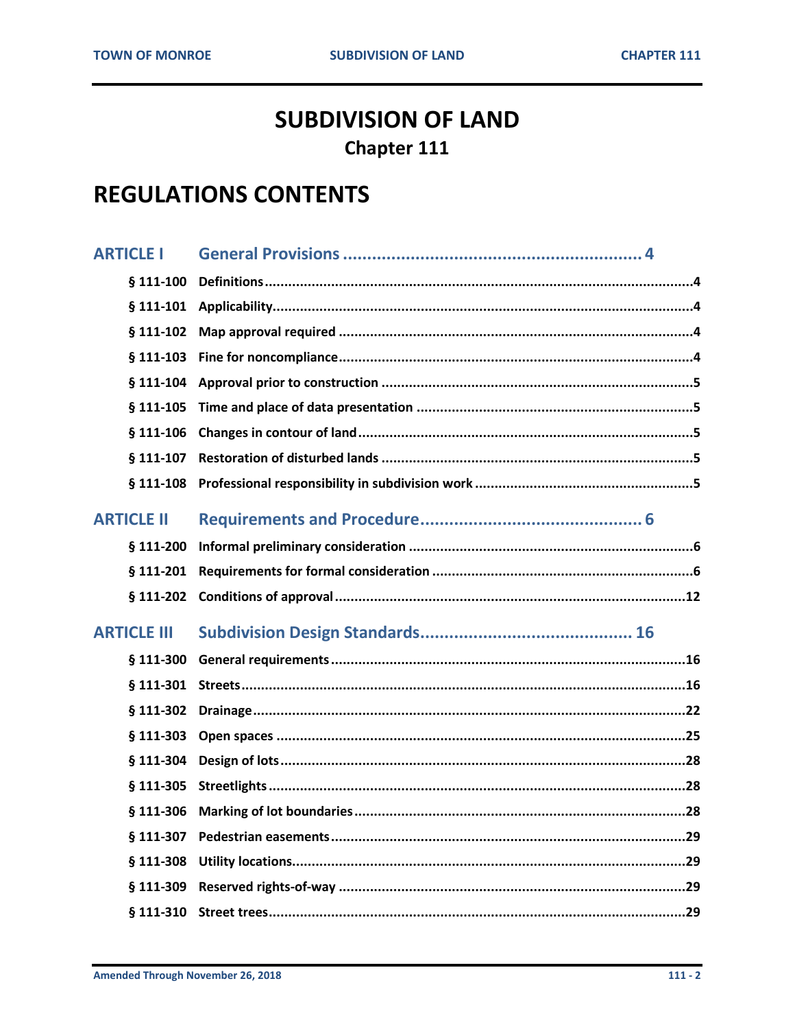# SUBDIVISION OF LAND

## Chapter 111

# REGULATIONS CONTENTS

**ARTICLE I General Provisions .............................................................. 4**

- § 111-100 Definitions ....................................................................................................4
- § 111-101 Applicability....................................................................................................4
- § 111-102 Map approval required ..................................................................................4
- § 111-103 Fine for noncompliance..................................................................................4
- § 111-104 Approval prior to construction ........................................................................5
- § 111-105 Time and place of data presentation ...............................................................5
- § 111-106 Changes in contour of land.............................................................................5
- § 111-107 Restoration of disturbed lands ........................................................................5
- § 111-108 Professional responsibility in subdivision work ...............................................5

**ARTICLE II Requirements and Procedure.............................................. 6**

- § 111-200 Informal preliminary consideration ................................................................6
- § 111-201 Requirements for formal consideration ...........................................................6
- § 111-202 Conditions of approval .................................................................................12

**ARTICLE III Subdivision Design Standards............................................ 16**

- § 111-300 General requirements ..................................................................................16
- § 111-301 Streets........................................................................................................16
- § 111-302 Drainage.....................................................................................................22
- § 111-303 Open spaces ................................................................................................25
- § 111-304 Design of lots...............................................................................................28
- § 111-305 Streetlights..................................................................................................28
- § 111-306 Marking of lot boundaries.............................................................................28
- § 111-307 Pedestrian easements.................................................................................29
- § 111-308 Utility locations............................................................................................29
- § 111-309 Reserved rights-of-way ................................................................................29
- § 111-310 Street trees.................................................................................................29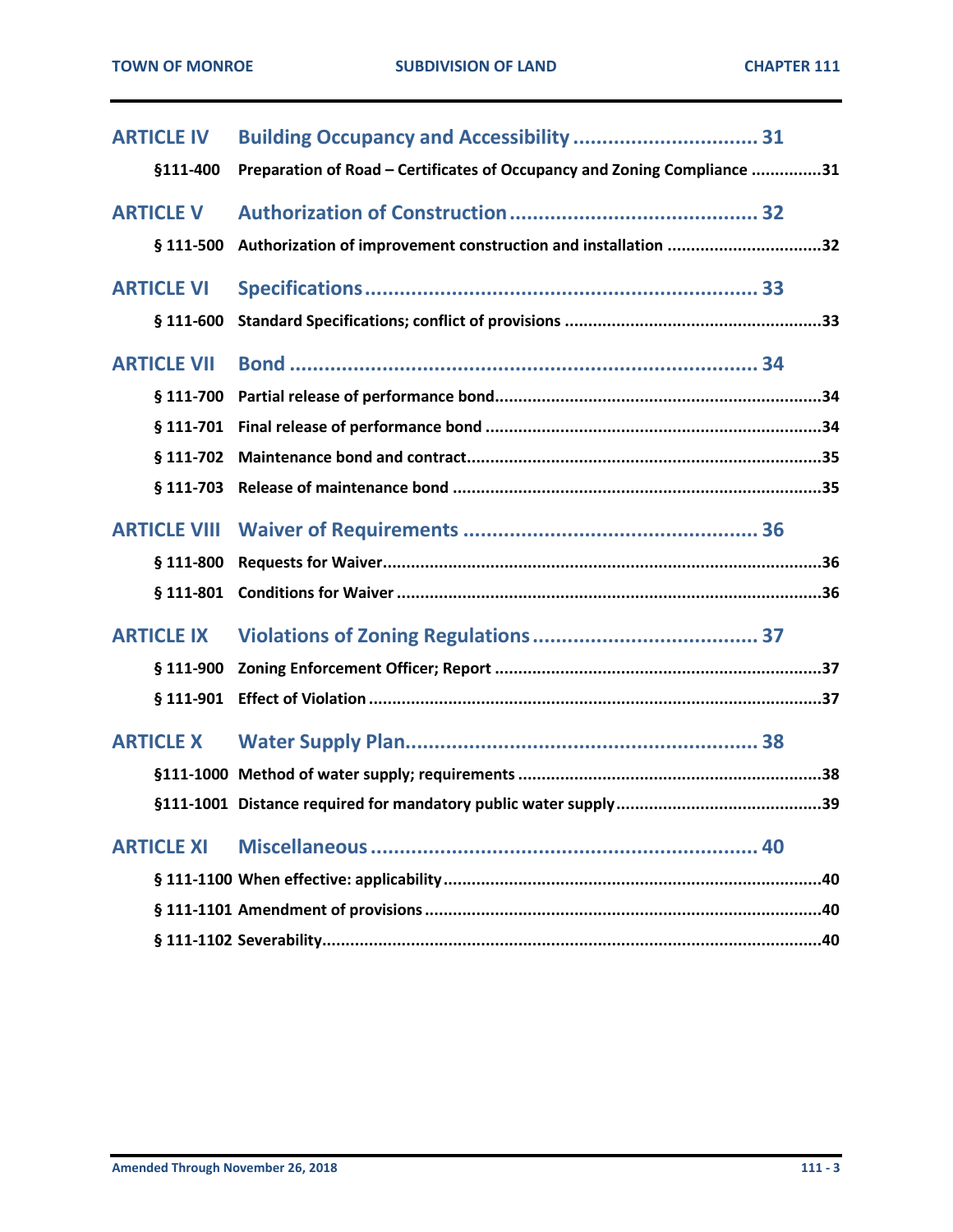**ARTICLE IV Building Occupancy and Accessibility ................................ 31**

§111-400 Preparation of Road – Certificates of Occupancy and Zoning Compliance ...............31

**ARTICLE V Authorization of Construction .......................................... 32**

§ 111-500 Authorization of improvement construction and installation .................................32

**ARTICLE VI Specifications ................................................................... 33**

§ 111-600 Standard Specifications; conflict of provisions ......................................................33

**ARTICLE VII Bond ................................................................................. 34**

§ 111-700 Partial release of performance bond......................................................................34

§ 111-701 Final release of performance bond .......................................................................34

§ 111-702 Maintenance bond and contract............................................................................35

§ 111-703 Release of maintenance bond ...............................................................................35

**ARTICLE VIII Waiver of Requirements .................................................. 36**

§ 111-800 Requests for Waiver..............................................................................................36

§ 111-801 Conditions for Waiver ...........................................................................................36

**ARTICLE IX Violations of Zoning Regulations ....................................... 37**

§ 111-900 Zoning Enforcement Officer; Report .....................................................................37

§ 111-901 Effect of Violation .................................................................................................37

**ARTICLE X Water Supply Plan............................................................. 38**

§111-1000 Method of water supply; requirements .................................................................38

§111-1001 Distance required for mandatory public water supply............................................39

**ARTICLE XI Miscellaneous ................................................................... 40**

§ 111-1100 When effective: applicability.................................................................................40

§ 111-1101 Amendment of provisions ....................................................................................40

§ 111-1102 Severability...........................................................................................................40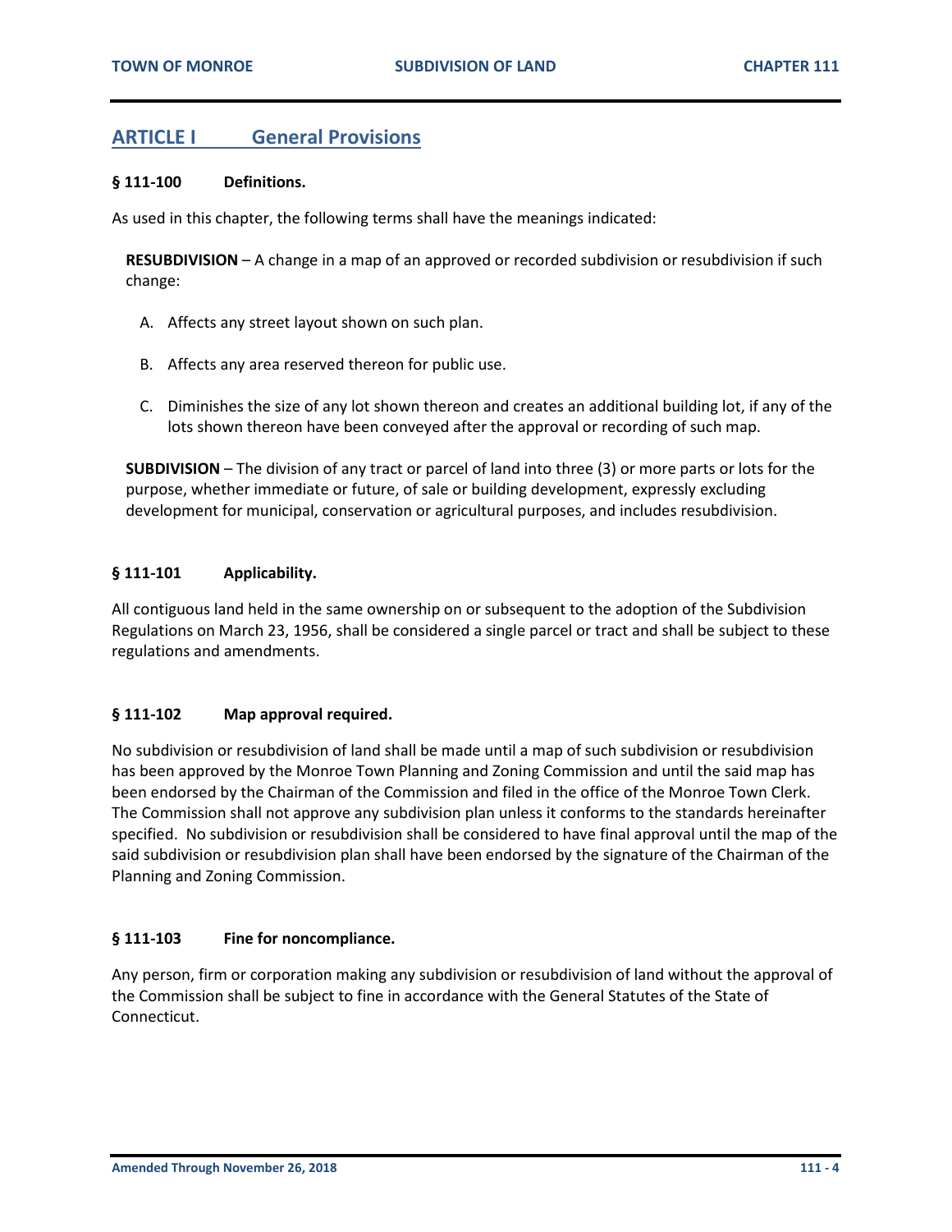## ARTICLE I General Provisions

### § 111-100 Definitions.

As used in this chapter, the following terms shall have the meanings indicated:

**RESUBDIVISION** – A change in a map of an approved or recorded subdivision or resubdivision if such change:

A. Affects any street layout shown on such plan.

B. Affects any area reserved thereon for public use.

C. Diminishes the size of any lot shown thereon and creates an additional building lot, if any of the lots shown thereon have been conveyed after the approval or recording of such map.

**SUBDIVISION** – The division of any tract or parcel of land into three (3) or more parts or lots for the purpose, whether immediate or future, of sale or building development, expressly excluding development for municipal, conservation or agricultural purposes, and includes resubdivision.

### § 111-101 Applicability.

All contiguous land held in the same ownership on or subsequent to the adoption of the Subdivision Regulations on March 23, 1956, shall be considered a single parcel or tract and shall be subject to these regulations and amendments.

### § 111-102 Map approval required.

No subdivision or resubdivision of land shall be made until a map of such subdivision or resubdivision has been approved by the Monroe Town Planning and Zoning Commission and until the said map has been endorsed by the Chairman of the Commission and filed in the office of the Monroe Town Clerk. The Commission shall not approve any subdivision plan unless it conforms to the standards hereinafter specified. No subdivision or resubdivision shall be considered to have final approval until the map of the said subdivision or resubdivision plan shall have been endorsed by the signature of the Chairman of the Planning and Zoning Commission.

### § 111-103 Fine for noncompliance.

Any person, firm or corporation making any subdivision or resubdivision of land without the approval of the Commission shall be subject to fine in accordance with the General Statutes of the State of Connecticut.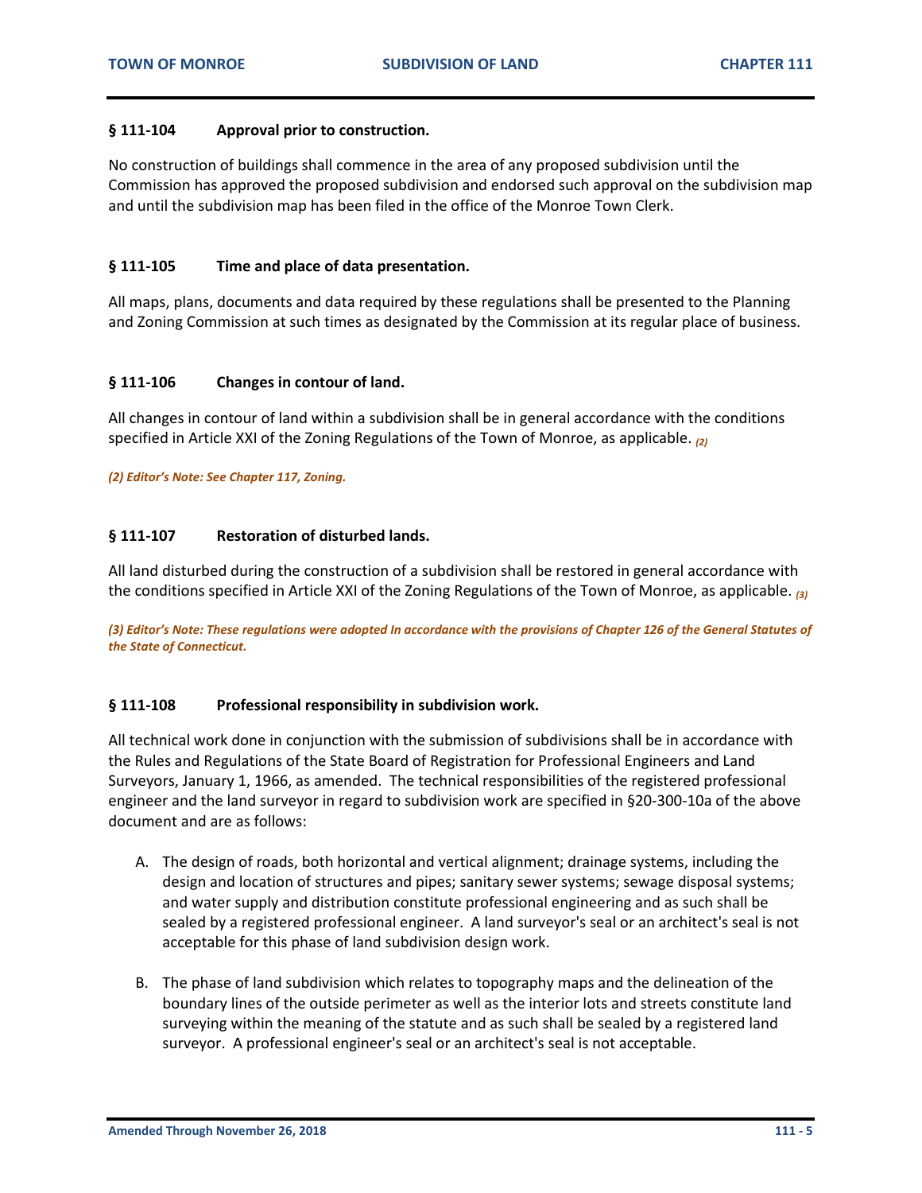### § 111-104 Approval prior to construction.

No construction of buildings shall commence in the area of any proposed subdivision until the Commission has approved the proposed subdivision and endorsed such approval on the subdivision map and until the subdivision map has been filed in the office of the Monroe Town Clerk.

### § 111-105 Time and place of data presentation.

All maps, plans, documents and data required by these regulations shall be presented to the Planning and Zoning Commission at such times as designated by the Commission at its regular place of business.

### § 111-106 Changes in contour of land.

All changes in contour of land within a subdivision shall be in general accordance with the conditions specified in Article XXI of the Zoning Regulations of the Town of Monroe, as applicable. [(2)]

***(2) Editor's Note: See Chapter 117, Zoning.***

### § 111-107 Restoration of disturbed lands.

All land disturbed during the construction of a subdivision shall be restored in general accordance with the conditions specified in Article XXI of the Zoning Regulations of the Town of Monroe, as applicable. [(3)]

***(3) Editor's Note: These regulations were adopted In accordance with the provisions of Chapter 126 of the General Statutes of the State of Connecticut.***

### § 111-108 Professional responsibility in subdivision work.

All technical work done in conjunction with the submission of subdivisions shall be in accordance with the Rules and Regulations of the State Board of Registration for Professional Engineers and Land Surveyors, January 1, 1966, as amended. The technical responsibilities of the registered professional engineer and the land surveyor in regard to subdivision work are specified in §20-300-10a of the above document and are as follows:

A. The design of roads, both horizontal and vertical alignment; drainage systems, including the design and location of structures and pipes; sanitary sewer systems; sewage disposal systems; and water supply and distribution constitute professional engineering and as such shall be sealed by a registered professional engineer. A land surveyor's seal or an architect's seal is not acceptable for this phase of land subdivision design work.

B. The phase of land subdivision which relates to topography maps and the delineation of the boundary lines of the outside perimeter as well as the interior lots and streets constitute land surveying within the meaning of the statute and as such shall be sealed by a registered land surveyor. A professional engineer's seal or an architect's seal is not acceptable.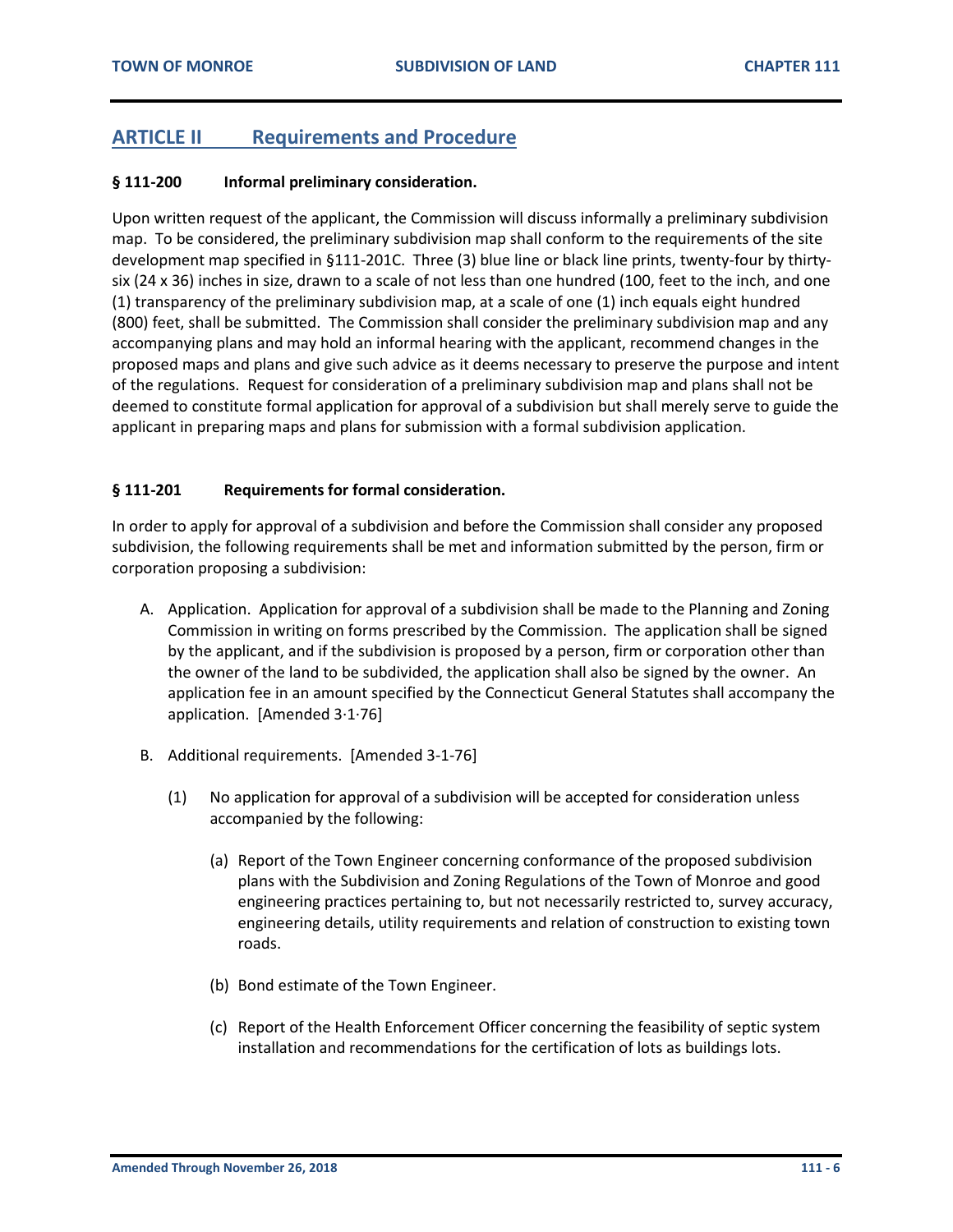## ARTICLE II Requirements and Procedure

### § 111-200 Informal preliminary consideration.

Upon written request of the applicant, the Commission will discuss informally a preliminary subdivision map. To be considered, the preliminary subdivision map shall conform to the requirements of the site development map specified in §111-201C. Three (3) blue line or black line prints, twenty-four by thirty-six (24 x 36) inches in size, drawn to a scale of not less than one hundred (100, feet to the inch, and one (1) transparency of the preliminary subdivision map, at a scale of one (1) inch equals eight hundred (800) feet, shall be submitted. The Commission shall consider the preliminary subdivision map and any accompanying plans and may hold an informal hearing with the applicant, recommend changes in the proposed maps and plans and give such advice as it deems necessary to preserve the purpose and intent of the regulations. Request for consideration of a preliminary subdivision map and plans shall not be deemed to constitute formal application for approval of a subdivision but shall merely serve to guide the applicant in preparing maps and plans for submission with a formal subdivision application.

### § 111-201 Requirements for formal consideration.

In order to apply for approval of a subdivision and before the Commission shall consider any proposed subdivision, the following requirements shall be met and information submitted by the person, firm or corporation proposing a subdivision:

A. Application. Application for approval of a subdivision shall be made to the Planning and Zoning Commission in writing on forms prescribed by the Commission. The application shall be signed by the applicant, and if the subdivision is proposed by a person, firm or corporation other than the owner of the land to be subdivided, the application shall also be signed by the owner. An application fee in an amount specified by the Connecticut General Statutes shall accompany the application. [Amended 3·1·76]

B. Additional requirements. [Amended 3-1-76]

   (1) No application for approval of a subdivision will be accepted for consideration unless accompanied by the following:

      (a) Report of the Town Engineer concerning conformance of the proposed subdivision plans with the Subdivision and Zoning Regulations of the Town of Monroe and good engineering practices pertaining to, but not necessarily restricted to, survey accuracy, engineering details, utility requirements and relation of construction to existing town roads.

      (b) Bond estimate of the Town Engineer.

      (c) Report of the Health Enforcement Officer concerning the feasibility of septic system installation and recommendations for the certification of lots as buildings lots.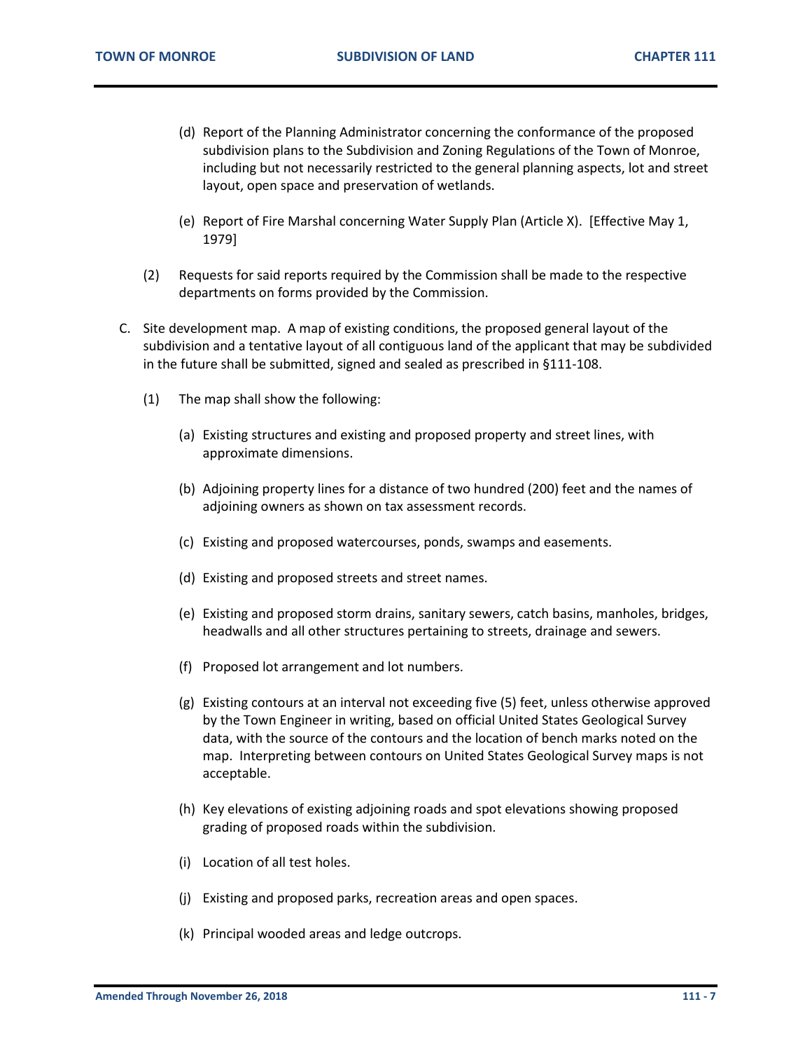(d) Report of the Planning Administrator concerning the conformance of the proposed subdivision plans to the Subdivision and Zoning Regulations of the Town of Monroe, including but not necessarily restricted to the general planning aspects, lot and street layout, open space and preservation of wetlands.

(e) Report of Fire Marshal concerning Water Supply Plan (Article X). [Effective May 1, 1979]

(2) Requests for said reports required by the Commission shall be made to the respective departments on forms provided by the Commission.

C. Site development map. A map of existing conditions, the proposed general layout of the subdivision and a tentative layout of all contiguous land of the applicant that may be subdivided in the future shall be submitted, signed and sealed as prescribed in §111-108.

(1) The map shall show the following:

(a) Existing structures and existing and proposed property and street lines, with approximate dimensions.

(b) Adjoining property lines for a distance of two hundred (200) feet and the names of adjoining owners as shown on tax assessment records.

(c) Existing and proposed watercourses, ponds, swamps and easements.

(d) Existing and proposed streets and street names.

(e) Existing and proposed storm drains, sanitary sewers, catch basins, manholes, bridges, headwalls and all other structures pertaining to streets, drainage and sewers.

(f) Proposed lot arrangement and lot numbers.

(g) Existing contours at an interval not exceeding five (5) feet, unless otherwise approved by the Town Engineer in writing, based on official United States Geological Survey data, with the source of the contours and the location of bench marks noted on the map. Interpreting between contours on United States Geological Survey maps is not acceptable.

(h) Key elevations of existing adjoining roads and spot elevations showing proposed grading of proposed roads within the subdivision.

(i) Location of all test holes.

(j) Existing and proposed parks, recreation areas and open spaces.

(k) Principal wooded areas and ledge outcrops.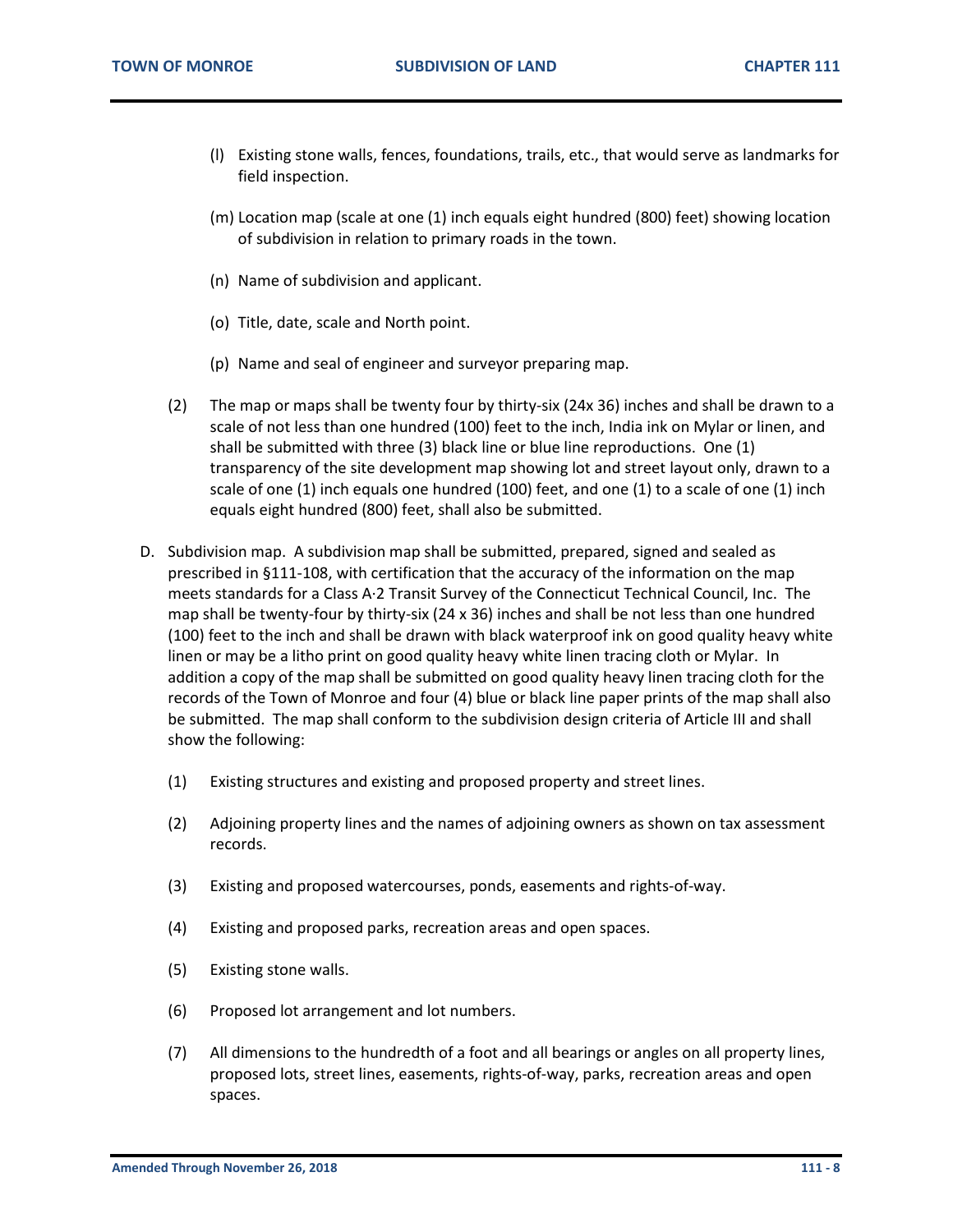(l) Existing stone walls, fences, foundations, trails, etc., that would serve as landmarks for field inspection.

(m) Location map (scale at one (1) inch equals eight hundred (800) feet) showing location of subdivision in relation to primary roads in the town.

(n) Name of subdivision and applicant.

(o) Title, date, scale and North point.

(p) Name and seal of engineer and surveyor preparing map.

(2) The map or maps shall be twenty four by thirty-six (24x 36) inches and shall be drawn to a scale of not less than one hundred (100) feet to the inch, India ink on Mylar or linen, and shall be submitted with three (3) black line or blue line reproductions. One (1) transparency of the site development map showing lot and street layout only, drawn to a scale of one (1) inch equals one hundred (100) feet, and one (1) to a scale of one (1) inch equals eight hundred (800) feet, shall also be submitted.

D. Subdivision map. A subdivision map shall be submitted, prepared, signed and sealed as prescribed in §111-108, with certification that the accuracy of the information on the map meets standards for a Class A·2 Transit Survey of the Connecticut Technical Council, Inc. The map shall be twenty-four by thirty-six (24 x 36) inches and shall be not less than one hundred (100) feet to the inch and shall be drawn with black waterproof ink on good quality heavy white linen or may be a litho print on good quality heavy white linen tracing cloth or Mylar. In addition a copy of the map shall be submitted on good quality heavy linen tracing cloth for the records of the Town of Monroe and four (4) blue or black line paper prints of the map shall also be submitted. The map shall conform to the subdivision design criteria of Article III and shall show the following:

(1) Existing structures and existing and proposed property and street lines.

(2) Adjoining property lines and the names of adjoining owners as shown on tax assessment records.

(3) Existing and proposed watercourses, ponds, easements and rights-of-way.

(4) Existing and proposed parks, recreation areas and open spaces.

(5) Existing stone walls.

(6) Proposed lot arrangement and lot numbers.

(7) All dimensions to the hundredth of a foot and all bearings or angles on all property lines, proposed lots, street lines, easements, rights-of-way, parks, recreation areas and open spaces.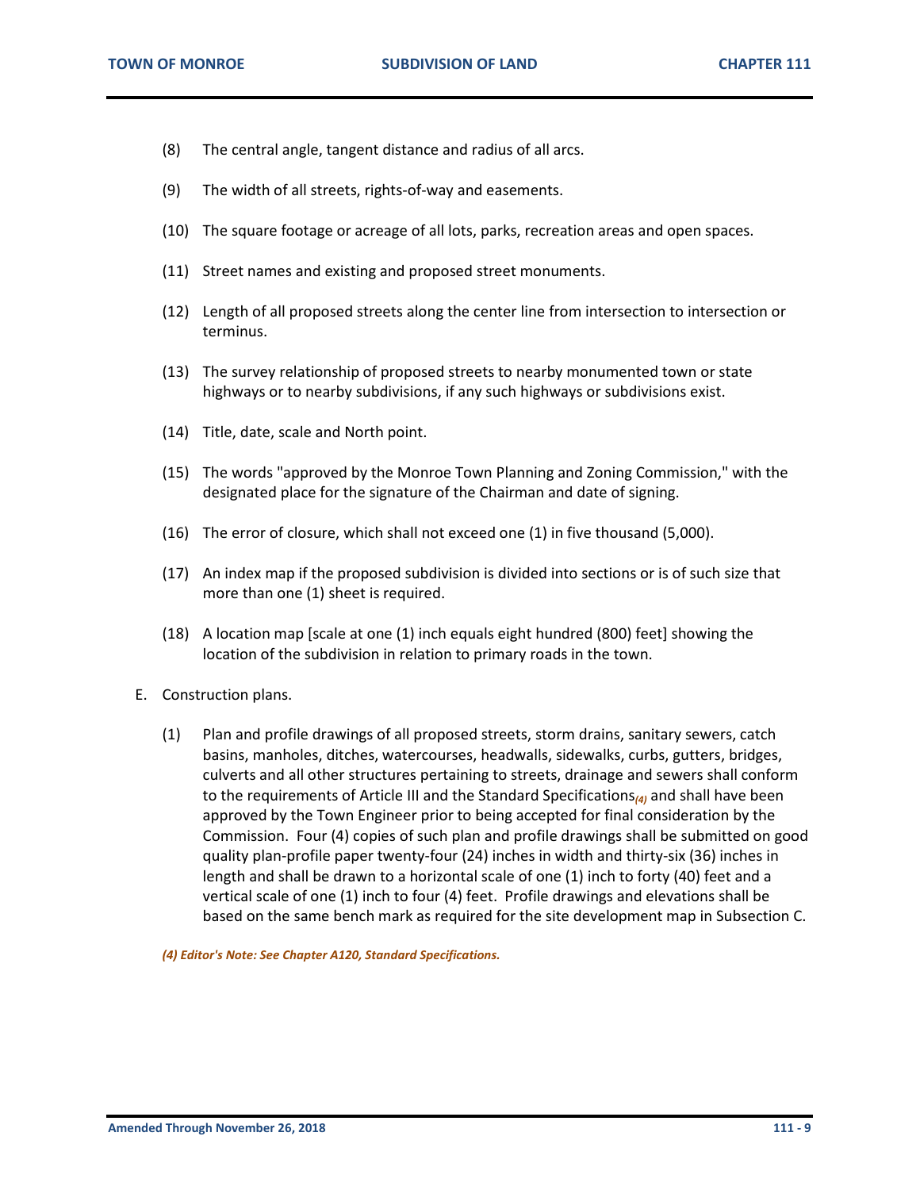(8) The central angle, tangent distance and radius of all arcs.

(9) The width of all streets, rights-of-way and easements.

(10) The square footage or acreage of all lots, parks, recreation areas and open spaces.

(11) Street names and existing and proposed street monuments.

(12) Length of all proposed streets along the center line from intersection to intersection or terminus.

(13) The survey relationship of proposed streets to nearby monumented town or state highways or to nearby subdivisions, if any such highways or subdivisions exist.

(14) Title, date, scale and North point.

(15) The words "approved by the Monroe Town Planning and Zoning Commission," with the designated place for the signature of the Chairman and date of signing.

(16) The error of closure, which shall not exceed one (1) in five thousand (5,000).

(17) An index map if the proposed subdivision is divided into sections or is of such size that more than one (1) sheet is required.

(18) A location map [scale at one (1) inch equals eight hundred (800) feet] showing the location of the subdivision in relation to primary roads in the town.

E. Construction plans.

(1) Plan and profile drawings of all proposed streets, storm drains, sanitary sewers, catch basins, manholes, ditches, watercourses, headwalls, sidewalks, curbs, gutters, bridges, culverts and all other structures pertaining to streets, drainage and sewers shall conform to the requirements of Article III and the Standard Specifications[(4)] and shall have been approved by the Town Engineer prior to being accepted for final consideration by the Commission. Four (4) copies of such plan and profile drawings shall be submitted on good quality plan-profile paper twenty-four (24) inches in width and thirty-six (36) inches in length and shall be drawn to a horizontal scale of one (1) inch to forty (40) feet and a vertical scale of one (1) inch to four (4) feet. Profile drawings and elevations shall be based on the same bench mark as required for the site development map in Subsection C.

***(4) Editor's Note: See Chapter A120, Standard Specifications.***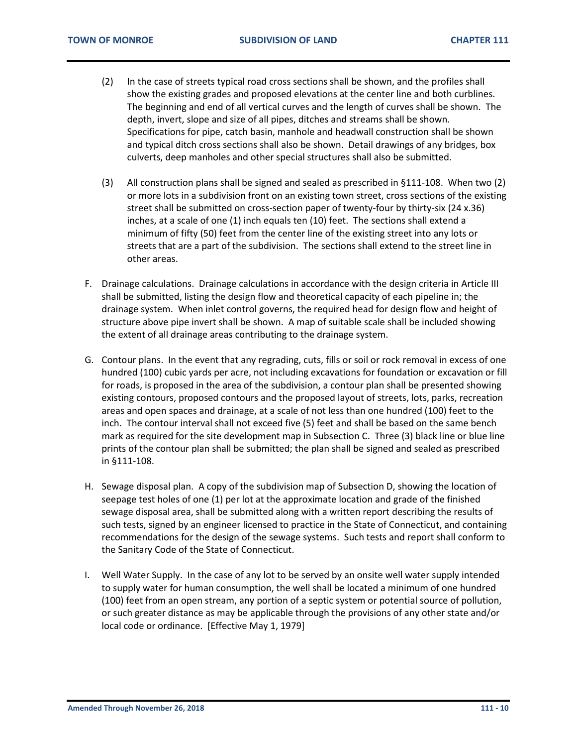(2) In the case of streets typical road cross sections shall be shown, and the profiles shall show the existing grades and proposed elevations at the center line and both curblines. The beginning and end of all vertical curves and the length of curves shall be shown. The depth, invert, slope and size of all pipes, ditches and streams shall be shown. Specifications for pipe, catch basin, manhole and headwall construction shall be shown and typical ditch cross sections shall also be shown. Detail drawings of any bridges, box culverts, deep manholes and other special structures shall also be submitted.

(3) All construction plans shall be signed and sealed as prescribed in §111-108. When two (2) or more lots in a subdivision front on an existing town street, cross sections of the existing street shall be submitted on cross-section paper of twenty-four by thirty-six (24 x.36) inches, at a scale of one (1) inch equals ten (10) feet. The sections shall extend a minimum of fifty (50) feet from the center line of the existing street into any lots or streets that are a part of the subdivision. The sections shall extend to the street line in other areas.

F. Drainage calculations. Drainage calculations in accordance with the design criteria in Article III shall be submitted, listing the design flow and theoretical capacity of each pipeline in; the drainage system. When inlet control governs, the required head for design flow and height of structure above pipe invert shall be shown. A map of suitable scale shall be included showing the extent of all drainage areas contributing to the drainage system.

G. Contour plans. In the event that any regrading, cuts, fills or soil or rock removal in excess of one hundred (100) cubic yards per acre, not including excavations for foundation or excavation or fill for roads, is proposed in the area of the subdivision, a contour plan shall be presented showing existing contours, proposed contours and the proposed layout of streets, lots, parks, recreation areas and open spaces and drainage, at a scale of not less than one hundred (100) feet to the inch. The contour interval shall not exceed five (5) feet and shall be based on the same bench mark as required for the site development map in Subsection C. Three (3) black line or blue line prints of the contour plan shall be submitted; the plan shall be signed and sealed as prescribed in §111-108.

H. Sewage disposal plan. A copy of the subdivision map of Subsection D, showing the location of seepage test holes of one (1) per lot at the approximate location and grade of the finished sewage disposal area, shall be submitted along with a written report describing the results of such tests, signed by an engineer licensed to practice in the State of Connecticut, and containing recommendations for the design of the sewage systems. Such tests and report shall conform to the Sanitary Code of the State of Connecticut.

I. Well Water Supply. In the case of any lot to be served by an onsite well water supply intended to supply water for human consumption, the well shall be located a minimum of one hundred (100) feet from an open stream, any portion of a septic system or potential source of pollution, or such greater distance as may be applicable through the provisions of any other state and/or local code or ordinance. [Effective May 1, 1979]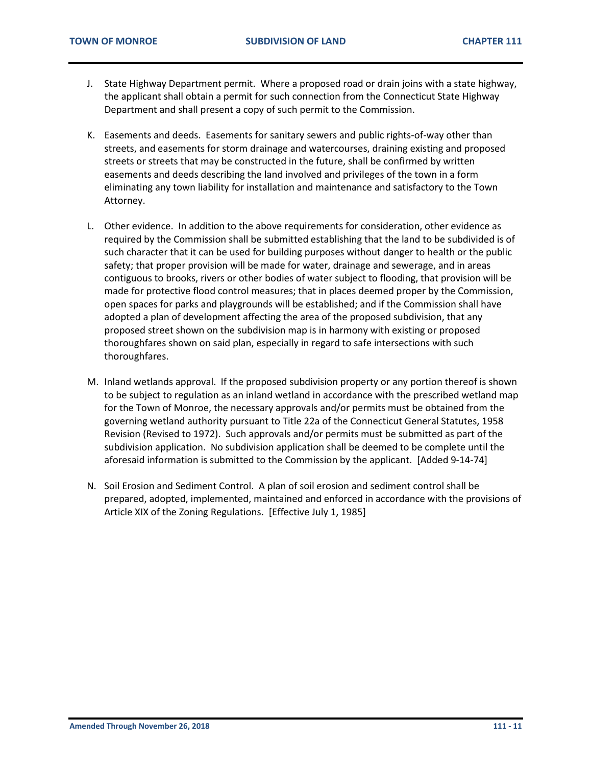J. State Highway Department permit. Where a proposed road or drain joins with a state highway, the applicant shall obtain a permit for such connection from the Connecticut State Highway Department and shall present a copy of such permit to the Commission.

K. Easements and deeds. Easements for sanitary sewers and public rights-of-way other than streets, and easements for storm drainage and watercourses, draining existing and proposed streets or streets that may be constructed in the future, shall be confirmed by written easements and deeds describing the land involved and privileges of the town in a form eliminating any town liability for installation and maintenance and satisfactory to the Town Attorney.

L. Other evidence. In addition to the above requirements for consideration, other evidence as required by the Commission shall be submitted establishing that the land to be subdivided is of such character that it can be used for building purposes without danger to health or the public safety; that proper provision will be made for water, drainage and sewerage, and in areas contiguous to brooks, rivers or other bodies of water subject to flooding, that provision will be made for protective flood control measures; that in places deemed proper by the Commission, open spaces for parks and playgrounds will be established; and if the Commission shall have adopted a plan of development affecting the area of the proposed subdivision, that any proposed street shown on the subdivision map is in harmony with existing or proposed thoroughfares shown on said plan, especially in regard to safe intersections with such thoroughfares.

M. Inland wetlands approval. If the proposed subdivision property or any portion thereof is shown to be subject to regulation as an inland wetland in accordance with the prescribed wetland map for the Town of Monroe, the necessary approvals and/or permits must be obtained from the governing wetland authority pursuant to Title 22a of the Connecticut General Statutes, 1958 Revision (Revised to 1972). Such approvals and/or permits must be submitted as part of the subdivision application. No subdivision application shall be deemed to be complete until the aforesaid information is submitted to the Commission by the applicant. [Added 9-14-74]

N. Soil Erosion and Sediment Control. A plan of soil erosion and sediment control shall be prepared, adopted, implemented, maintained and enforced in accordance with the provisions of Article XIX of the Zoning Regulations. [Effective July 1, 1985]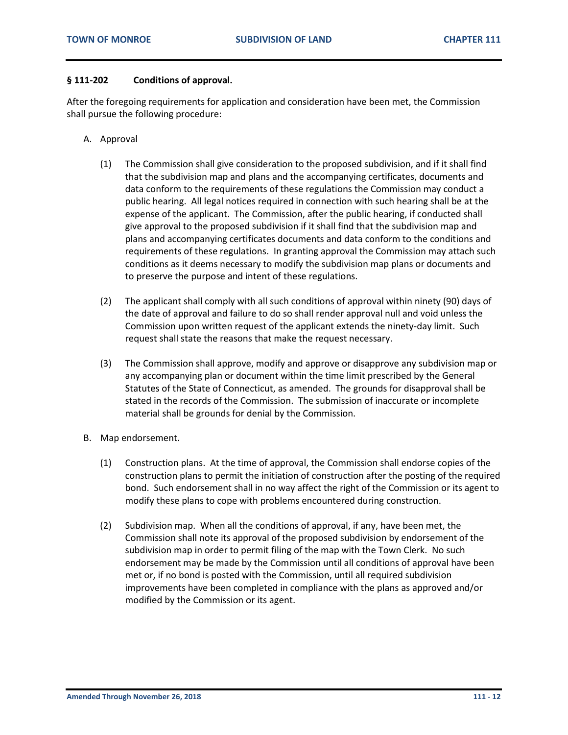### § 111-202 Conditions of approval.

After the foregoing requirements for application and consideration have been met, the Commission shall pursue the following procedure:

A. Approval

(1) The Commission shall give consideration to the proposed subdivision, and if it shall find that the subdivision map and plans and the accompanying certificates, documents and data conform to the requirements of these regulations the Commission may conduct a public hearing. All legal notices required in connection with such hearing shall be at the expense of the applicant. The Commission, after the public hearing, if conducted shall give approval to the proposed subdivision if it shall find that the subdivision map and plans and accompanying certificates documents and data conform to the conditions and requirements of these regulations. In granting approval the Commission may attach such conditions as it deems necessary to modify the subdivision map plans or documents and to preserve the purpose and intent of these regulations.

(2) The applicant shall comply with all such conditions of approval within ninety (90) days of the date of approval and failure to do so shall render approval null and void unless the Commission upon written request of the applicant extends the ninety-day limit. Such request shall state the reasons that make the request necessary.

(3) The Commission shall approve, modify and approve or disapprove any subdivision map or any accompanying plan or document within the time limit prescribed by the General Statutes of the State of Connecticut, as amended. The grounds for disapproval shall be stated in the records of the Commission. The submission of inaccurate or incomplete material shall be grounds for denial by the Commission.

B. Map endorsement.

(1) Construction plans. At the time of approval, the Commission shall endorse copies of the construction plans to permit the initiation of construction after the posting of the required bond. Such endorsement shall in no way affect the right of the Commission or its agent to modify these plans to cope with problems encountered during construction.

(2) Subdivision map. When all the conditions of approval, if any, have been met, the Commission shall note its approval of the proposed subdivision by endorsement of the subdivision map in order to permit filing of the map with the Town Clerk. No such endorsement may be made by the Commission until all conditions of approval have been met or, if no bond is posted with the Commission, until all required subdivision improvements have been completed in compliance with the plans as approved and/or modified by the Commission or its agent.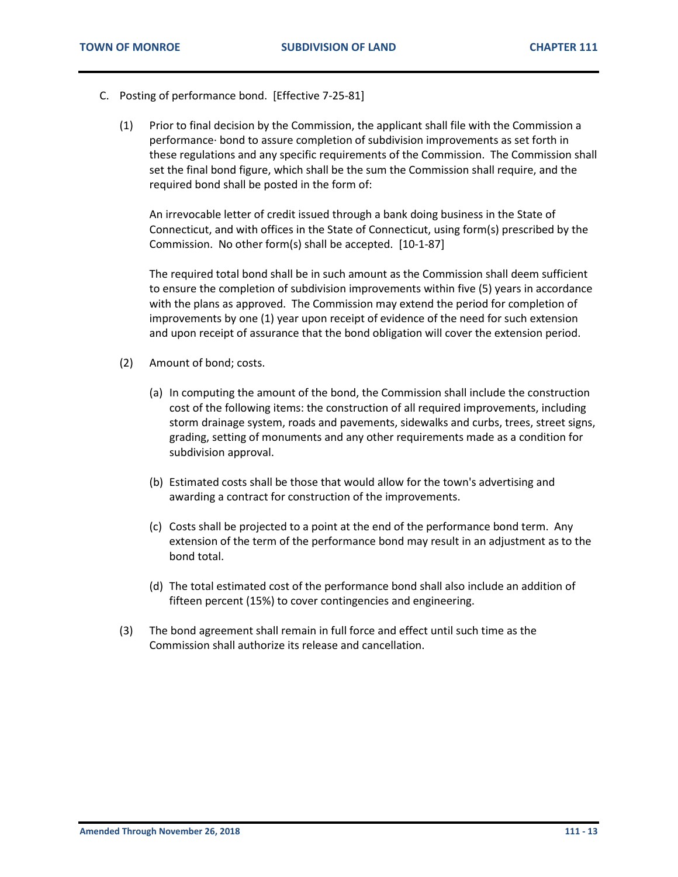C. Posting of performance bond. [Effective 7-25-81]

(1) Prior to final decision by the Commission, the applicant shall file with the Commission a performance· bond to assure completion of subdivision improvements as set forth in these regulations and any specific requirements of the Commission. The Commission shall set the final bond figure, which shall be the sum the Commission shall require, and the required bond shall be posted in the form of:

An irrevocable letter of credit issued through a bank doing business in the State of Connecticut, and with offices in the State of Connecticut, using form(s) prescribed by the Commission. No other form(s) shall be accepted. [10-1-87]

The required total bond shall be in such amount as the Commission shall deem sufficient to ensure the completion of subdivision improvements within five (5) years in accordance with the plans as approved. The Commission may extend the period for completion of improvements by one (1) year upon receipt of evidence of the need for such extension and upon receipt of assurance that the bond obligation will cover the extension period.

(2) Amount of bond; costs.

(a) In computing the amount of the bond, the Commission shall include the construction cost of the following items: the construction of all required improvements, including storm drainage system, roads and pavements, sidewalks and curbs, trees, street signs, grading, setting of monuments and any other requirements made as a condition for subdivision approval.

(b) Estimated costs shall be those that would allow for the town's advertising and awarding a contract for construction of the improvements.

(c) Costs shall be projected to a point at the end of the performance bond term. Any extension of the term of the performance bond may result in an adjustment as to the bond total.

(d) The total estimated cost of the performance bond shall also include an addition of fifteen percent (15%) to cover contingencies and engineering.

(3) The bond agreement shall remain in full force and effect until such time as the Commission shall authorize its release and cancellation.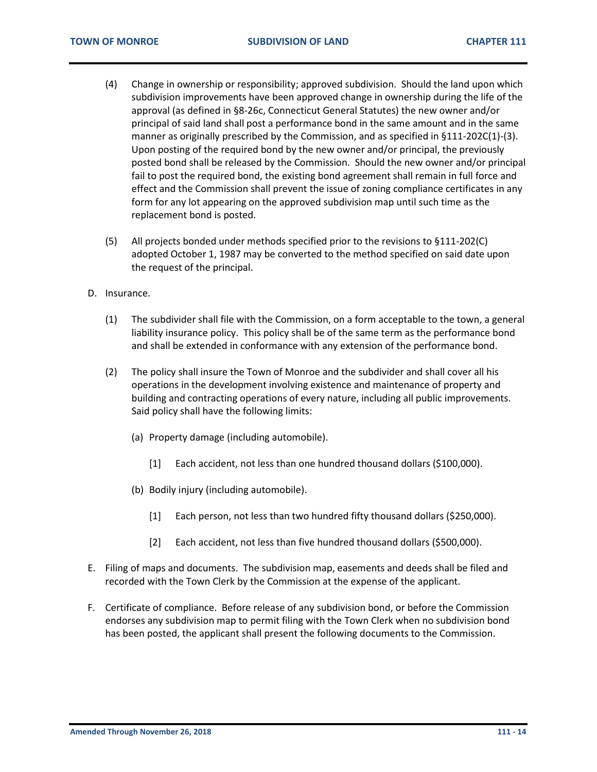(4) Change in ownership or responsibility; approved subdivision. Should the land upon which subdivision improvements have been approved change in ownership during the life of the approval (as defined in §8-26c, Connecticut General Statutes) the new owner and/or principal of said land shall post a performance bond in the same amount and in the same manner as originally prescribed by the Commission, and as specified in §111-202C(1)-(3). Upon posting of the required bond by the new owner and/or principal, the previously posted bond shall be released by the Commission. Should the new owner and/or principal fail to post the required bond, the existing bond agreement shall remain in full force and effect and the Commission shall prevent the issue of zoning compliance certificates in any form for any lot appearing on the approved subdivision map until such time as the replacement bond is posted.

(5) All projects bonded under methods specified prior to the revisions to §111-202(C) adopted October 1, 1987 may be converted to the method specified on said date upon the request of the principal.

D. Insurance.

(1) The subdivider shall file with the Commission, on a form acceptable to the town, a general liability insurance policy. This policy shall be of the same term as the performance bond and shall be extended in conformance with any extension of the performance bond.

(2) The policy shall insure the Town of Monroe and the subdivider and shall cover all his operations in the development involving existence and maintenance of property and building and contracting operations of every nature, including all public improvements. Said policy shall have the following limits:

(a) Property damage (including automobile).

[1] Each accident, not less than one hundred thousand dollars ($100,000).

(b) Bodily injury (including automobile).

[1] Each person, not less than two hundred fifty thousand dollars ($250,000).

[2] Each accident, not less than five hundred thousand dollars ($500,000).

E. Filing of maps and documents. The subdivision map, easements and deeds shall be filed and recorded with the Town Clerk by the Commission at the expense of the applicant.

F. Certificate of compliance. Before release of any subdivision bond, or before the Commission endorses any subdivision map to permit filing with the Town Clerk when no subdivision bond has been posted, the applicant shall present the following documents to the Commission.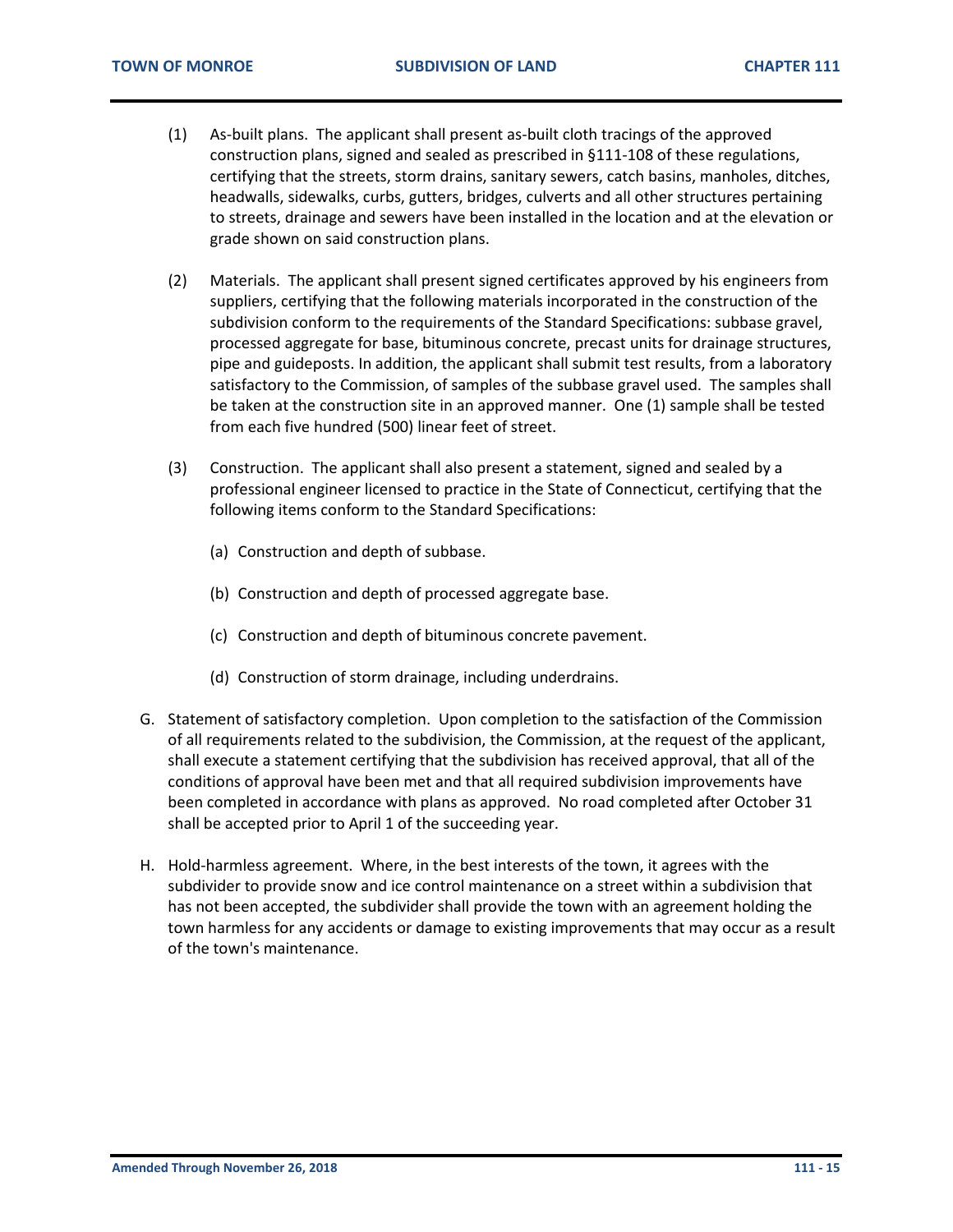(1) As-built plans. The applicant shall present as-built cloth tracings of the approved construction plans, signed and sealed as prescribed in §111-108 of these regulations, certifying that the streets, storm drains, sanitary sewers, catch basins, manholes, ditches, headwalls, sidewalks, curbs, gutters, bridges, culverts and all other structures pertaining to streets, drainage and sewers have been installed in the location and at the elevation or grade shown on said construction plans.

(2) Materials. The applicant shall present signed certificates approved by his engineers from suppliers, certifying that the following materials incorporated in the construction of the subdivision conform to the requirements of the Standard Specifications: subbase gravel, processed aggregate for base, bituminous concrete, precast units for drainage structures, pipe and guideposts. In addition, the applicant shall submit test results, from a laboratory satisfactory to the Commission, of samples of the subbase gravel used. The samples shall be taken at the construction site in an approved manner. One (1) sample shall be tested from each five hundred (500) linear feet of street.

(3) Construction. The applicant shall also present a statement, signed and sealed by a professional engineer licensed to practice in the State of Connecticut, certifying that the following items conform to the Standard Specifications:

(a) Construction and depth of subbase.

(b) Construction and depth of processed aggregate base.

(c) Construction and depth of bituminous concrete pavement.

(d) Construction of storm drainage, including underdrains.

G. Statement of satisfactory completion. Upon completion to the satisfaction of the Commission of all requirements related to the subdivision, the Commission, at the request of the applicant, shall execute a statement certifying that the subdivision has received approval, that all of the conditions of approval have been met and that all required subdivision improvements have been completed in accordance with plans as approved. No road completed after October 31 shall be accepted prior to April 1 of the succeeding year.

H. Hold-harmless agreement. Where, in the best interests of the town, it agrees with the subdivider to provide snow and ice control maintenance on a street within a subdivision that has not been accepted, the subdivider shall provide the town with an agreement holding the town harmless for any accidents or damage to existing improvements that may occur as a result of the town's maintenance.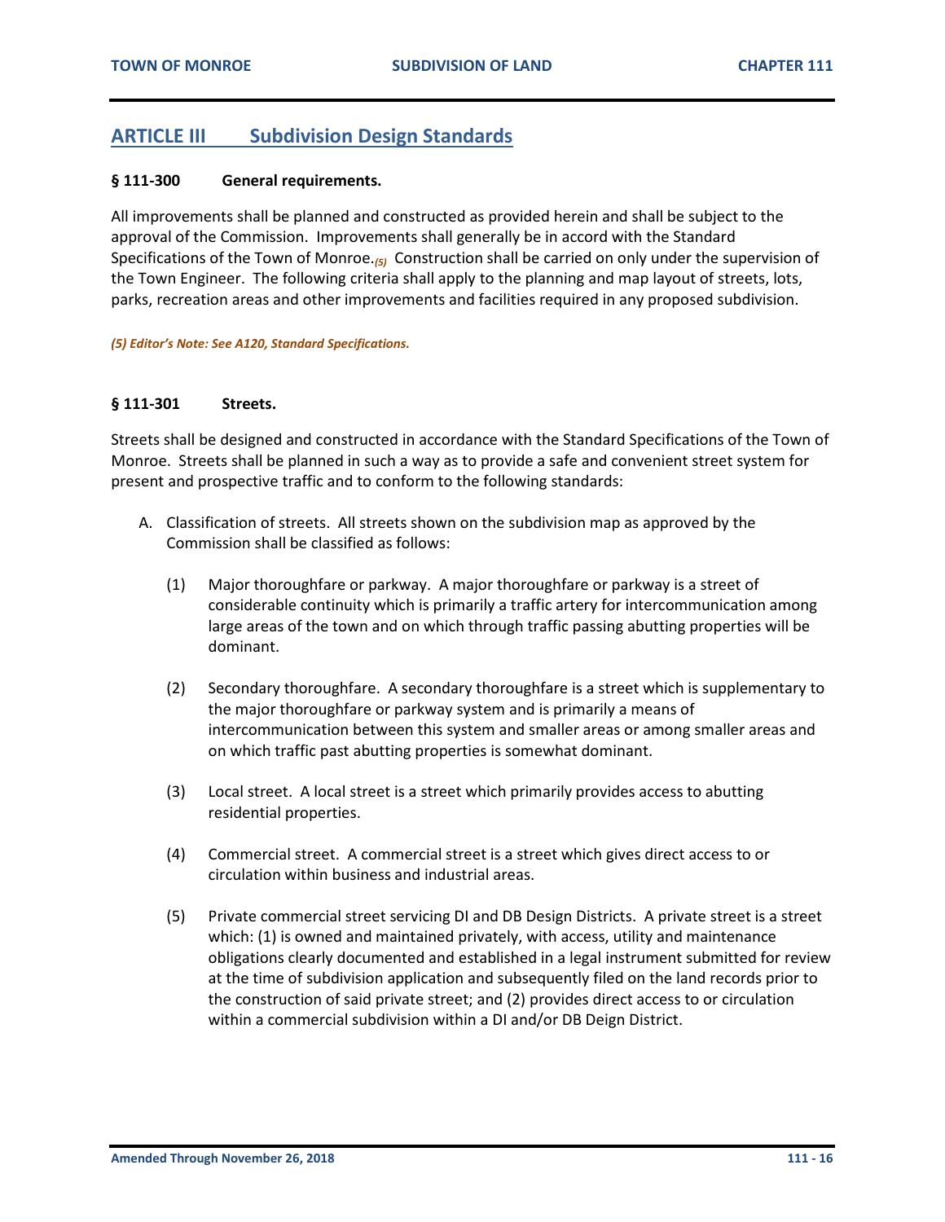## ARTICLE III Subdivision Design Standards

**§ 111-300 General requirements.**

All improvements shall be planned and constructed as provided herein and shall be subject to the approval of the Commission. Improvements shall generally be in accord with the Standard Specifications of the Town of Monroe.[5] Construction shall be carried on only under the supervision of the Town Engineer. The following criteria shall apply to the planning and map layout of streets, lots, parks, recreation areas and other improvements and facilities required in any proposed subdivision.

*(5) Editor's Note: See A120, Standard Specifications.*

**§ 111-301 Streets.**

Streets shall be designed and constructed in accordance with the Standard Specifications of the Town of Monroe. Streets shall be planned in such a way as to provide a safe and convenient street system for present and prospective traffic and to conform to the following standards:

A. Classification of streets. All streets shown on the subdivision map as approved by the Commission shall be classified as follows:

   (1) Major thoroughfare or parkway. A major thoroughfare or parkway is a street of considerable continuity which is primarily a traffic artery for intercommunication among large areas of the town and on which through traffic passing abutting properties will be dominant.

   (2) Secondary thoroughfare. A secondary thoroughfare is a street which is supplementary to the major thoroughfare or parkway system and is primarily a means of intercommunication between this system and smaller areas or among smaller areas and on which traffic past abutting properties is somewhat dominant.

   (3) Local street. A local street is a street which primarily provides access to abutting residential properties.

   (4) Commercial street. A commercial street is a street which gives direct access to or circulation within business and industrial areas.

   (5) Private commercial street servicing DI and DB Design Districts. A private street is a street which: (1) is owned and maintained privately, with access, utility and maintenance obligations clearly documented and established in a legal instrument submitted for review at the time of subdivision application and subsequently filed on the land records prior to the construction of said private street; and (2) provides direct access to or circulation within a commercial subdivision within a DI and/or DB Deign District.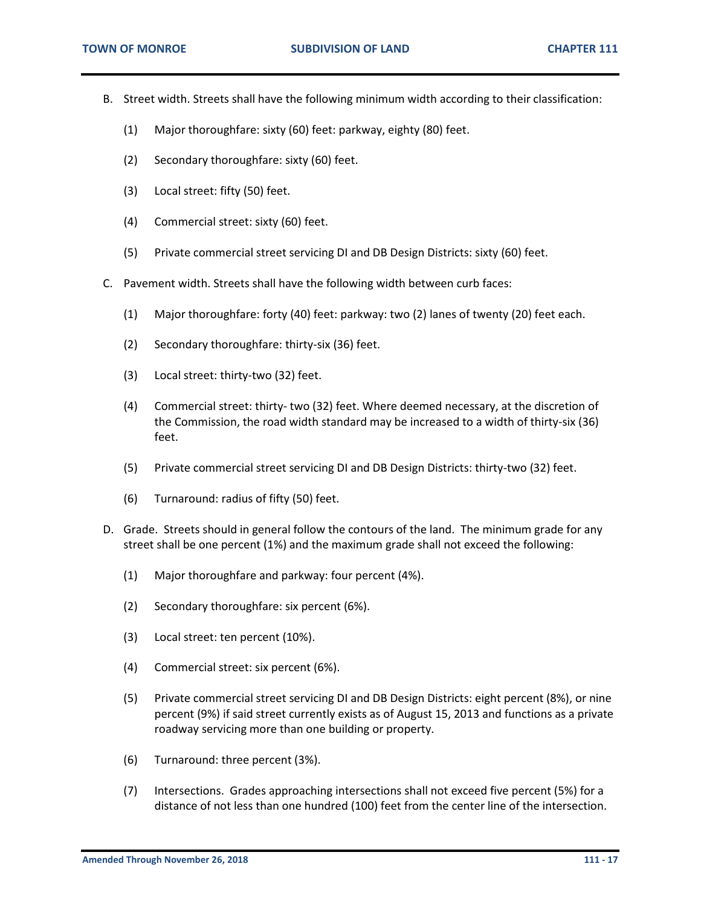B. Street width. Streets shall have the following minimum width according to their classification:

   (1) Major thoroughfare: sixty (60) feet: parkway, eighty (80) feet.

   (2) Secondary thoroughfare: sixty (60) feet.

   (3) Local street: fifty (50) feet.

   (4) Commercial street: sixty (60) feet.

   (5) Private commercial street servicing DI and DB Design Districts: sixty (60) feet.

C. Pavement width. Streets shall have the following width between curb faces:

   (1) Major thoroughfare: forty (40) feet: parkway: two (2) lanes of twenty (20) feet each.

   (2) Secondary thoroughfare: thirty-six (36) feet.

   (3) Local street: thirty-two (32) feet.

   (4) Commercial street: thirty- two (32) feet. Where deemed necessary, at the discretion of the Commission, the road width standard may be increased to a width of thirty-six (36) feet.

   (5) Private commercial street servicing DI and DB Design Districts: thirty-two (32) feet.

   (6) Turnaround: radius of fifty (50) feet.

D. Grade. Streets should in general follow the contours of the land. The minimum grade for any street shall be one percent (1%) and the maximum grade shall not exceed the following:

   (1) Major thoroughfare and parkway: four percent (4%).

   (2) Secondary thoroughfare: six percent (6%).

   (3) Local street: ten percent (10%).

   (4) Commercial street: six percent (6%).

   (5) Private commercial street servicing DI and DB Design Districts: eight percent (8%), or nine percent (9%) if said street currently exists as of August 15, 2013 and functions as a private roadway servicing more than one building or property.

   (6) Turnaround: three percent (3%).

   (7) Intersections. Grades approaching intersections shall not exceed five percent (5%) for a distance of not less than one hundred (100) feet from the center line of the intersection.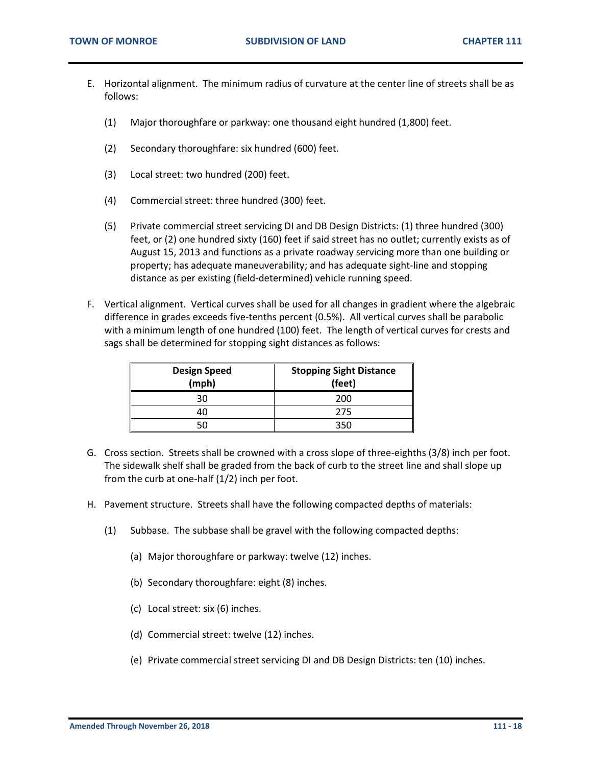E. Horizontal alignment. The minimum radius of curvature at the center line of streets shall be as follows:

   (1) Major thoroughfare or parkway: one thousand eight hundred (1,800) feet.

   (2) Secondary thoroughfare: six hundred (600) feet.

   (3) Local street: two hundred (200) feet.

   (4) Commercial street: three hundred (300) feet.

   (5) Private commercial street servicing DI and DB Design Districts: (1) three hundred (300) feet, or (2) one hundred sixty (160) feet if said street has no outlet; currently exists as of August 15, 2013 and functions as a private roadway servicing more than one building or property; has adequate maneuverability; and has adequate sight-line and stopping distance as per existing (field-determined) vehicle running speed.

F. Vertical alignment. Vertical curves shall be used for all changes in gradient where the algebraic difference in grades exceeds five-tenths percent (0.5%). All vertical curves shall be parabolic with a minimum length of one hundred (100) feet. The length of vertical curves for crests and sags shall be determined for stopping sight distances as follows:

| Design Speed (mph) | Stopping Sight Distance (feet) |
|---|---|
| 30 | 200 |
| 40 | 275 |
| 50 | 350 |

G. Cross section. Streets shall be crowned with a cross slope of three-eighths (3/8) inch per foot. The sidewalk shelf shall be graded from the back of curb to the street line and shall slope up from the curb at one-half (1/2) inch per foot.

H. Pavement structure. Streets shall have the following compacted depths of materials:

   (1) Subbase. The subbase shall be gravel with the following compacted depths:

      (a) Major thoroughfare or parkway: twelve (12) inches.

      (b) Secondary thoroughfare: eight (8) inches.

      (c) Local street: six (6) inches.

      (d) Commercial street: twelve (12) inches.

      (e) Private commercial street servicing DI and DB Design Districts: ten (10) inches.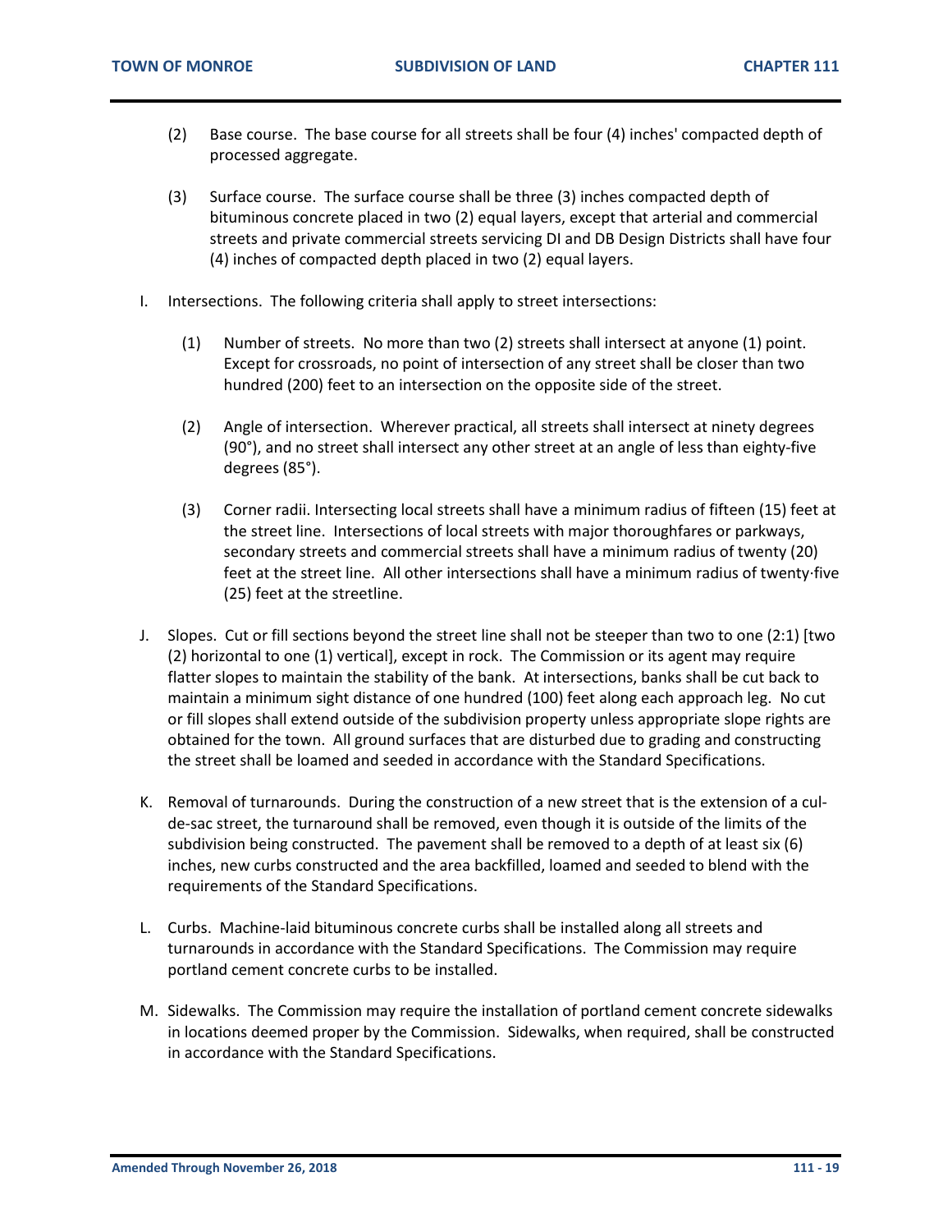(2) Base course. The base course for all streets shall be four (4) inches' compacted depth of processed aggregate.

(3) Surface course. The surface course shall be three (3) inches compacted depth of bituminous concrete placed in two (2) equal layers, except that arterial and commercial streets and private commercial streets servicing DI and DB Design Districts shall have four (4) inches of compacted depth placed in two (2) equal layers.

I. Intersections. The following criteria shall apply to street intersections:

(1) Number of streets. No more than two (2) streets shall intersect at anyone (1) point. Except for crossroads, no point of intersection of any street shall be closer than two hundred (200) feet to an intersection on the opposite side of the street.

(2) Angle of intersection. Wherever practical, all streets shall intersect at ninety degrees (90°), and no street shall intersect any other street at an angle of less than eighty-five degrees (85°).

(3) Corner radii. Intersecting local streets shall have a minimum radius of fifteen (15) feet at the street line. Intersections of local streets with major thoroughfares or parkways, secondary streets and commercial streets shall have a minimum radius of twenty (20) feet at the street line. All other intersections shall have a minimum radius of twenty·five (25) feet at the streetline.

J. Slopes. Cut or fill sections beyond the street line shall not be steeper than two to one (2:1) [two (2) horizontal to one (1) vertical], except in rock. The Commission or its agent may require flatter slopes to maintain the stability of the bank. At intersections, banks shall be cut back to maintain a minimum sight distance of one hundred (100) feet along each approach leg. No cut or fill slopes shall extend outside of the subdivision property unless appropriate slope rights are obtained for the town. All ground surfaces that are disturbed due to grading and constructing the street shall be loamed and seeded in accordance with the Standard Specifications.

K. Removal of turnarounds. During the construction of a new street that is the extension of a cul-de-sac street, the turnaround shall be removed, even though it is outside of the limits of the subdivision being constructed. The pavement shall be removed to a depth of at least six (6) inches, new curbs constructed and the area backfilled, loamed and seeded to blend with the requirements of the Standard Specifications.

L. Curbs. Machine-laid bituminous concrete curbs shall be installed along all streets and turnarounds in accordance with the Standard Specifications. The Commission may require portland cement concrete curbs to be installed.

M. Sidewalks. The Commission may require the installation of portland cement concrete sidewalks in locations deemed proper by the Commission. Sidewalks, when required, shall be constructed in accordance with the Standard Specifications.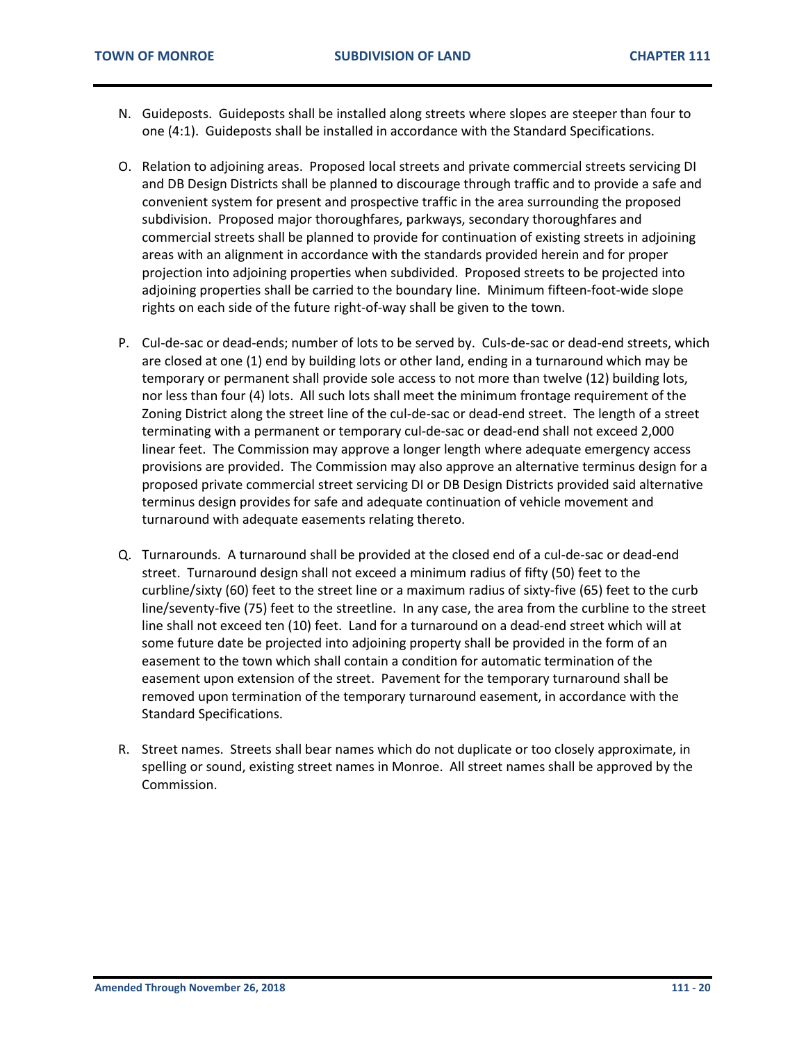N. Guideposts. Guideposts shall be installed along streets where slopes are steeper than four to one (4:1). Guideposts shall be installed in accordance with the Standard Specifications.

O. Relation to adjoining areas. Proposed local streets and private commercial streets servicing DI and DB Design Districts shall be planned to discourage through traffic and to provide a safe and convenient system for present and prospective traffic in the area surrounding the proposed subdivision. Proposed major thoroughfares, parkways, secondary thoroughfares and commercial streets shall be planned to provide for continuation of existing streets in adjoining areas with an alignment in accordance with the standards provided herein and for proper projection into adjoining properties when subdivided. Proposed streets to be projected into adjoining properties shall be carried to the boundary line. Minimum fifteen-foot-wide slope rights on each side of the future right-of-way shall be given to the town.

P. Cul-de-sac or dead-ends; number of lots to be served by. Culs-de-sac or dead-end streets, which are closed at one (1) end by building lots or other land, ending in a turnaround which may be temporary or permanent shall provide sole access to not more than twelve (12) building lots, nor less than four (4) lots. All such lots shall meet the minimum frontage requirement of the Zoning District along the street line of the cul-de-sac or dead-end street. The length of a street terminating with a permanent or temporary cul-de-sac or dead-end shall not exceed 2,000 linear feet. The Commission may approve a longer length where adequate emergency access provisions are provided. The Commission may also approve an alternative terminus design for a proposed private commercial street servicing DI or DB Design Districts provided said alternative terminus design provides for safe and adequate continuation of vehicle movement and turnaround with adequate easements relating thereto.

Q. Turnarounds. A turnaround shall be provided at the closed end of a cul-de-sac or dead-end street. Turnaround design shall not exceed a minimum radius of fifty (50) feet to the curbline/sixty (60) feet to the street line or a maximum radius of sixty-five (65) feet to the curb line/seventy-five (75) feet to the streetline. In any case, the area from the curbline to the street line shall not exceed ten (10) feet. Land for a turnaround on a dead-end street which will at some future date be projected into adjoining property shall be provided in the form of an easement to the town which shall contain a condition for automatic termination of the easement upon extension of the street. Pavement for the temporary turnaround shall be removed upon termination of the temporary turnaround easement, in accordance with the Standard Specifications.

R. Street names. Streets shall bear names which do not duplicate or too closely approximate, in spelling or sound, existing street names in Monroe. All street names shall be approved by the Commission.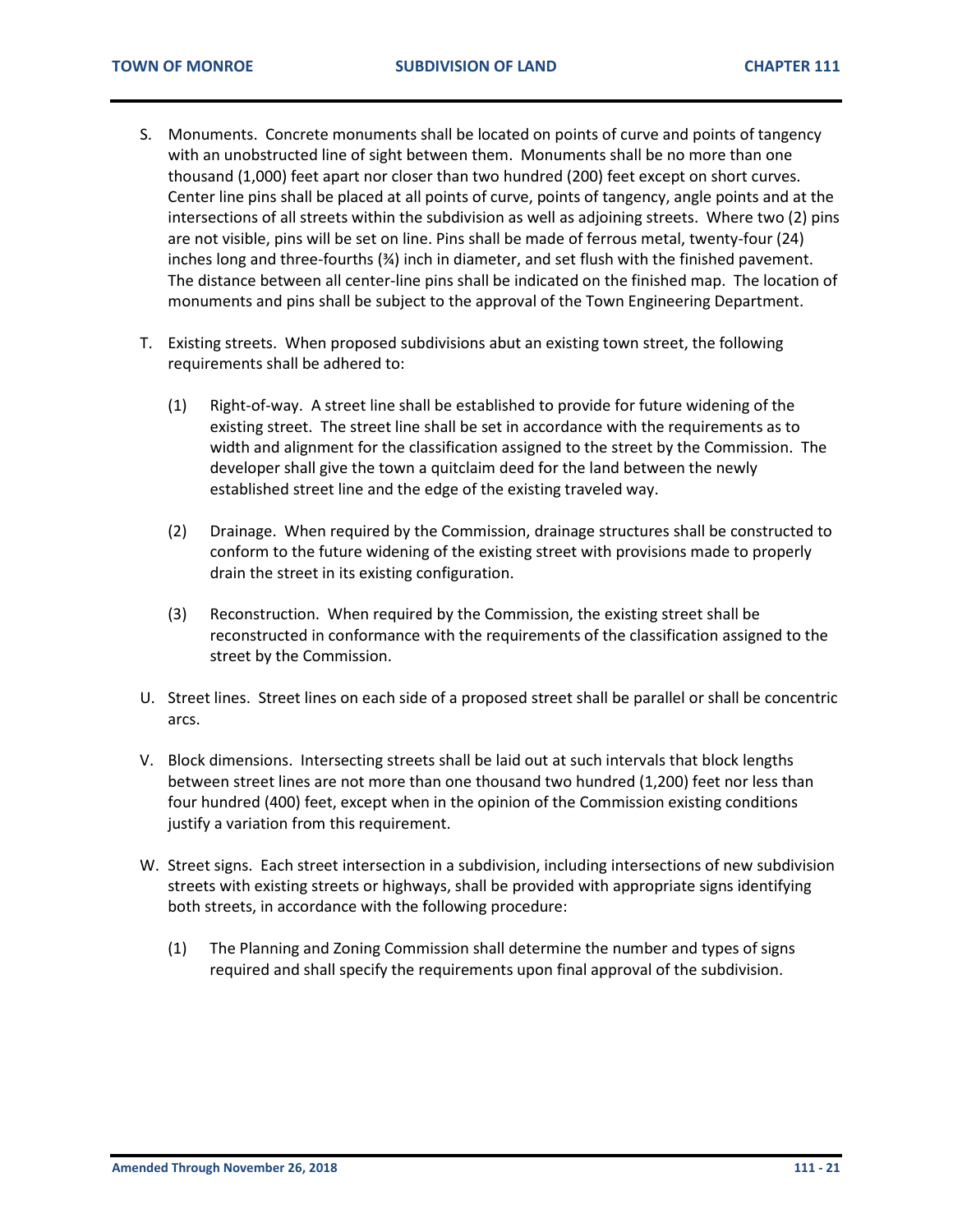S. Monuments. Concrete monuments shall be located on points of curve and points of tangency with an unobstructed line of sight between them. Monuments shall be no more than one thousand (1,000) feet apart nor closer than two hundred (200) feet except on short curves. Center line pins shall be placed at all points of curve, points of tangency, angle points and at the intersections of all streets within the subdivision as well as adjoining streets. Where two (2) pins are not visible, pins will be set on line. Pins shall be made of ferrous metal, twenty-four (24) inches long and three-fourths (¾) inch in diameter, and set flush with the finished pavement. The distance between all center-line pins shall be indicated on the finished map. The location of monuments and pins shall be subject to the approval of the Town Engineering Department.

T. Existing streets. When proposed subdivisions abut an existing town street, the following requirements shall be adhered to:

   (1) Right-of-way. A street line shall be established to provide for future widening of the existing street. The street line shall be set in accordance with the requirements as to width and alignment for the classification assigned to the street by the Commission. The developer shall give the town a quitclaim deed for the land between the newly established street line and the edge of the existing traveled way.

   (2) Drainage. When required by the Commission, drainage structures shall be constructed to conform to the future widening of the existing street with provisions made to properly drain the street in its existing configuration.

   (3) Reconstruction. When required by the Commission, the existing street shall be reconstructed in conformance with the requirements of the classification assigned to the street by the Commission.

U. Street lines. Street lines on each side of a proposed street shall be parallel or shall be concentric arcs.

V. Block dimensions. Intersecting streets shall be laid out at such intervals that block lengths between street lines are not more than one thousand two hundred (1,200) feet nor less than four hundred (400) feet, except when in the opinion of the Commission existing conditions justify a variation from this requirement.

W. Street signs. Each street intersection in a subdivision, including intersections of new subdivision streets with existing streets or highways, shall be provided with appropriate signs identifying both streets, in accordance with the following procedure:

   (1) The Planning and Zoning Commission shall determine the number and types of signs required and shall specify the requirements upon final approval of the subdivision.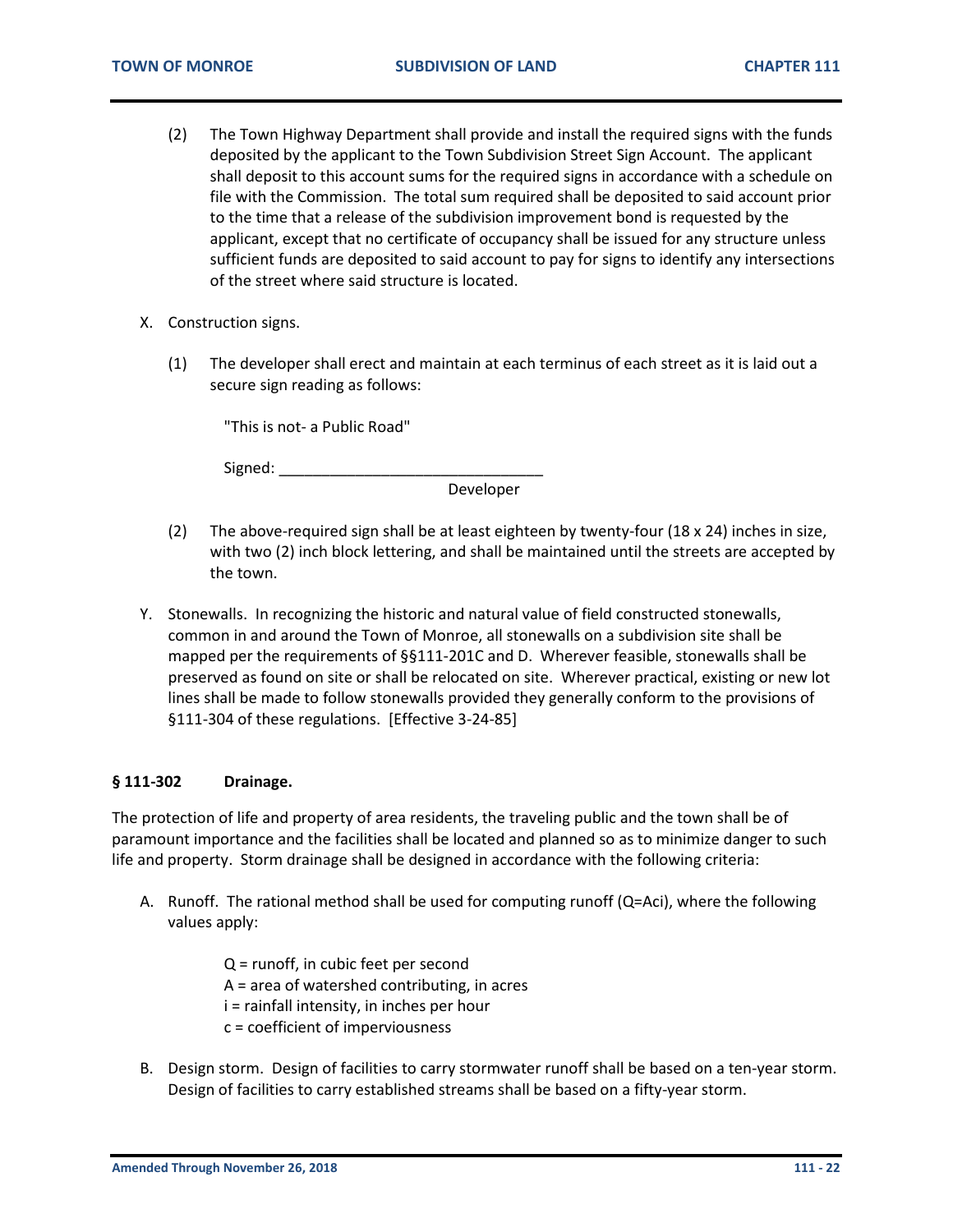(2) The Town Highway Department shall provide and install the required signs with the funds deposited by the applicant to the Town Subdivision Street Sign Account. The applicant shall deposit to this account sums for the required signs in accordance with a schedule on file with the Commission. The total sum required shall be deposited to said account prior to the time that a release of the subdivision improvement bond is requested by the applicant, except that no certificate of occupancy shall be issued for any structure unless sufficient funds are deposited to said account to pay for signs to identify any intersections of the street where said structure is located.

X. Construction signs.

(1) The developer shall erect and maintain at each terminus of each street as it is laid out a secure sign reading as follows:

"This is not- a Public Road"

Signed: ______________________________
Developer

(2) The above-required sign shall be at least eighteen by twenty-four (18 x 24) inches in size, with two (2) inch block lettering, and shall be maintained until the streets are accepted by the town.

Y. Stonewalls. In recognizing the historic and natural value of field constructed stonewalls, common in and around the Town of Monroe, all stonewalls on a subdivision site shall be mapped per the requirements of §§111-201C and D. Wherever feasible, stonewalls shall be preserved as found on site or shall be relocated on site. Wherever practical, existing or new lot lines shall be made to follow stonewalls provided they generally conform to the provisions of §111-304 of these regulations. [Effective 3-24-85]

### § 111-302 Drainage.

The protection of life and property of area residents, the traveling public and the town shall be of paramount importance and the facilities shall be located and planned so as to minimize danger to such life and property. Storm drainage shall be designed in accordance with the following criteria:

A. Runoff. The rational method shall be used for computing runoff ($Q=Aci$), where the following values apply:

$Q$ = runoff, in cubic feet per second
$A$ = area of watershed contributing, in acres
$i$ = rainfall intensity, in inches per hour
$c$ = coefficient of imperviousness

B. Design storm. Design of facilities to carry stormwater runoff shall be based on a ten-year storm. Design of facilities to carry established streams shall be based on a fifty-year storm.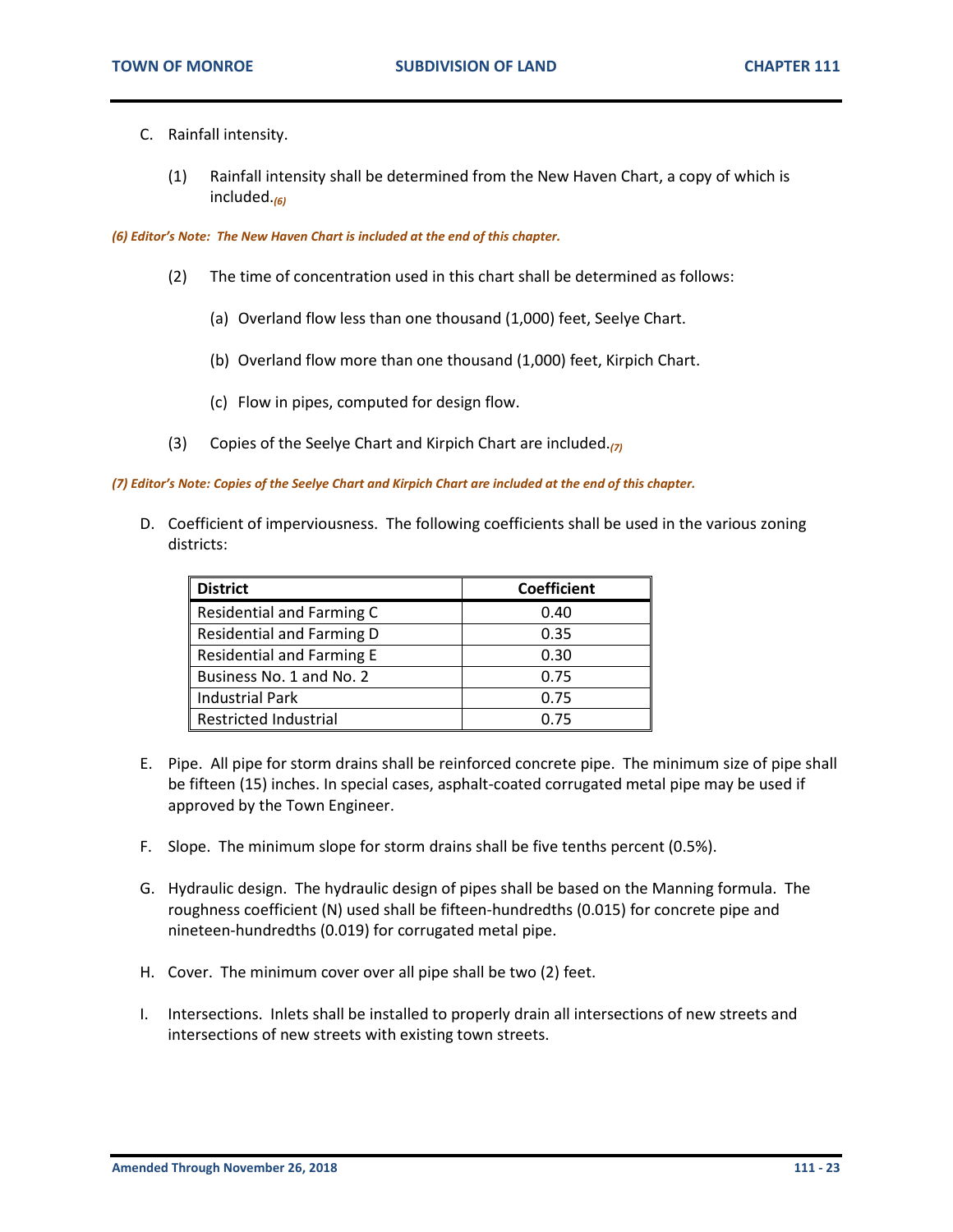C. Rainfall intensity.

(1) Rainfall intensity shall be determined from the New Haven Chart, a copy of which is included.(6)

*(6) Editor's Note: The New Haven Chart is included at the end of this chapter.*

(2) The time of concentration used in this chart shall be determined as follows:

(a) Overland flow less than one thousand (1,000) feet, Seelye Chart.

(b) Overland flow more than one thousand (1,000) feet, Kirpich Chart.

(c) Flow in pipes, computed for design flow.

(3) Copies of the Seelye Chart and Kirpich Chart are included.(7)

*(7) Editor's Note: Copies of the Seelye Chart and Kirpich Chart are included at the end of this chapter.*

D. Coefficient of imperviousness. The following coefficients shall be used in the various zoning districts:

| District | Coefficient |
|---|---|
| Residential and Farming C | 0.40 |
| Residential and Farming D | 0.35 |
| Residential and Farming E | 0.30 |
| Business No. 1 and No. 2 | 0.75 |
| Industrial Park | 0.75 |
| Restricted Industrial | 0.75 |

E. Pipe. All pipe for storm drains shall be reinforced concrete pipe. The minimum size of pipe shall be fifteen (15) inches. In special cases, asphalt-coated corrugated metal pipe may be used if approved by the Town Engineer.

F. Slope. The minimum slope for storm drains shall be five tenths percent (0.5%).

G. Hydraulic design. The hydraulic design of pipes shall be based on the Manning formula. The roughness coefficient (N) used shall be fifteen-hundredths (0.015) for concrete pipe and nineteen-hundredths (0.019) for corrugated metal pipe.

H. Cover. The minimum cover over all pipe shall be two (2) feet.

I. Intersections. Inlets shall be installed to properly drain all intersections of new streets and intersections of new streets with existing town streets.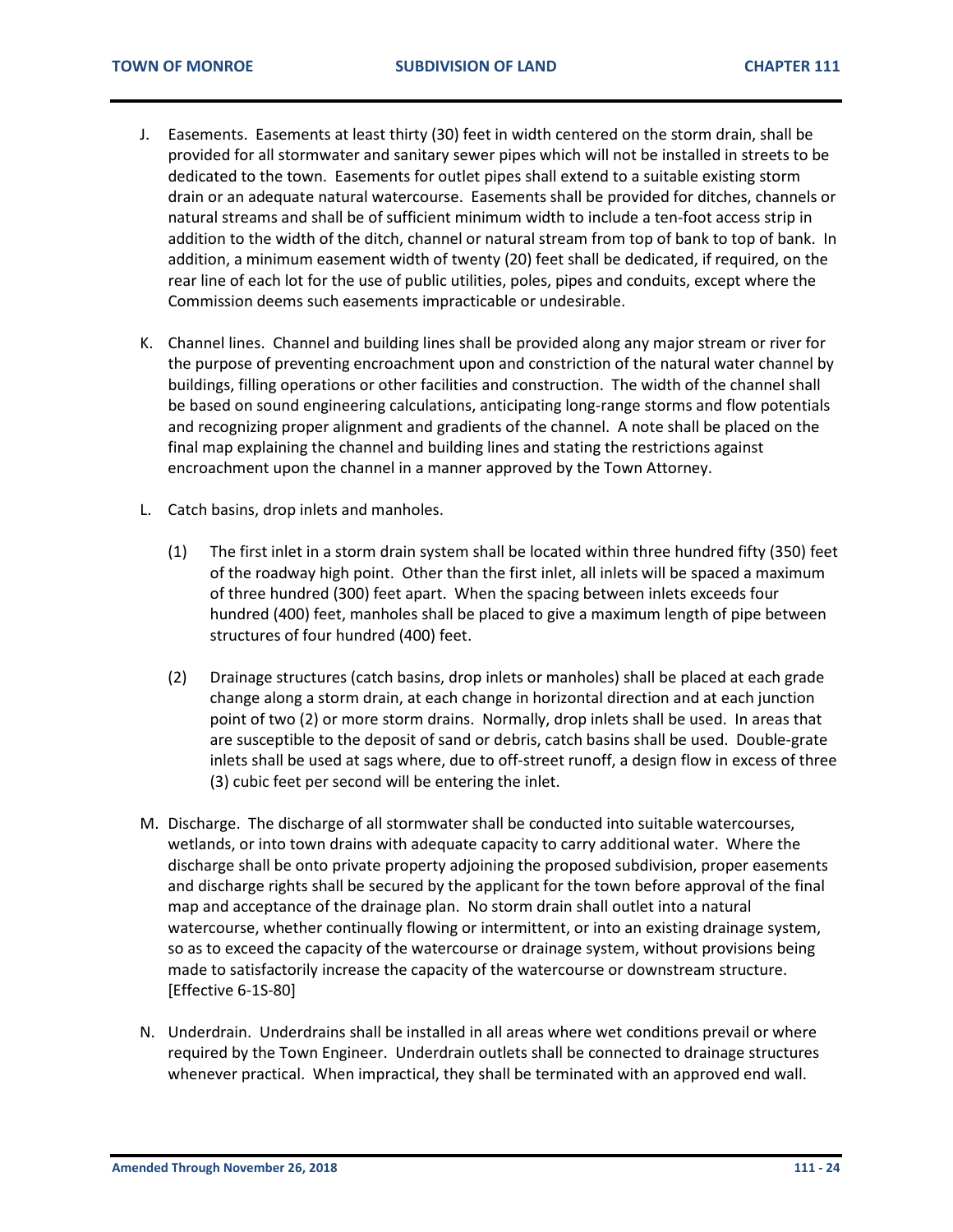J. Easements. Easements at least thirty (30) feet in width centered on the storm drain, shall be provided for all stormwater and sanitary sewer pipes which will not be installed in streets to be dedicated to the town. Easements for outlet pipes shall extend to a suitable existing storm drain or an adequate natural watercourse. Easements shall be provided for ditches, channels or natural streams and shall be of sufficient minimum width to include a ten-foot access strip in addition to the width of the ditch, channel or natural stream from top of bank to top of bank. In addition, a minimum easement width of twenty (20) feet shall be dedicated, if required, on the rear line of each lot for the use of public utilities, poles, pipes and conduits, except where the Commission deems such easements impracticable or undesirable.

K. Channel lines. Channel and building lines shall be provided along any major stream or river for the purpose of preventing encroachment upon and constriction of the natural water channel by buildings, filling operations or other facilities and construction. The width of the channel shall be based on sound engineering calculations, anticipating long-range storms and flow potentials and recognizing proper alignment and gradients of the channel. A note shall be placed on the final map explaining the channel and building lines and stating the restrictions against encroachment upon the channel in a manner approved by the Town Attorney.

L. Catch basins, drop inlets and manholes.

(1) The first inlet in a storm drain system shall be located within three hundred fifty (350) feet of the roadway high point. Other than the first inlet, all inlets will be spaced a maximum of three hundred (300) feet apart. When the spacing between inlets exceeds four hundred (400) feet, manholes shall be placed to give a maximum length of pipe between structures of four hundred (400) feet.

(2) Drainage structures (catch basins, drop inlets or manholes) shall be placed at each grade change along a storm drain, at each change in horizontal direction and at each junction point of two (2) or more storm drains. Normally, drop inlets shall be used. In areas that are susceptible to the deposit of sand or debris, catch basins shall be used. Double-grate inlets shall be used at sags where, due to off-street runoff, a design flow in excess of three (3) cubic feet per second will be entering the inlet.

M. Discharge. The discharge of all stormwater shall be conducted into suitable watercourses, wetlands, or into town drains with adequate capacity to carry additional water. Where the discharge shall be onto private property adjoining the proposed subdivision, proper easements and discharge rights shall be secured by the applicant for the town before approval of the final map and acceptance of the drainage plan. No storm drain shall outlet into a natural watercourse, whether continually flowing or intermittent, or into an existing drainage system, so as to exceed the capacity of the watercourse or drainage system, without provisions being made to satisfactorily increase the capacity of the watercourse or downstream structure. [Effective 6-1S-80]

N. Underdrain. Underdrains shall be installed in all areas where wet conditions prevail or where required by the Town Engineer. Underdrain outlets shall be connected to drainage structures whenever practical. When impractical, they shall be terminated with an approved end wall.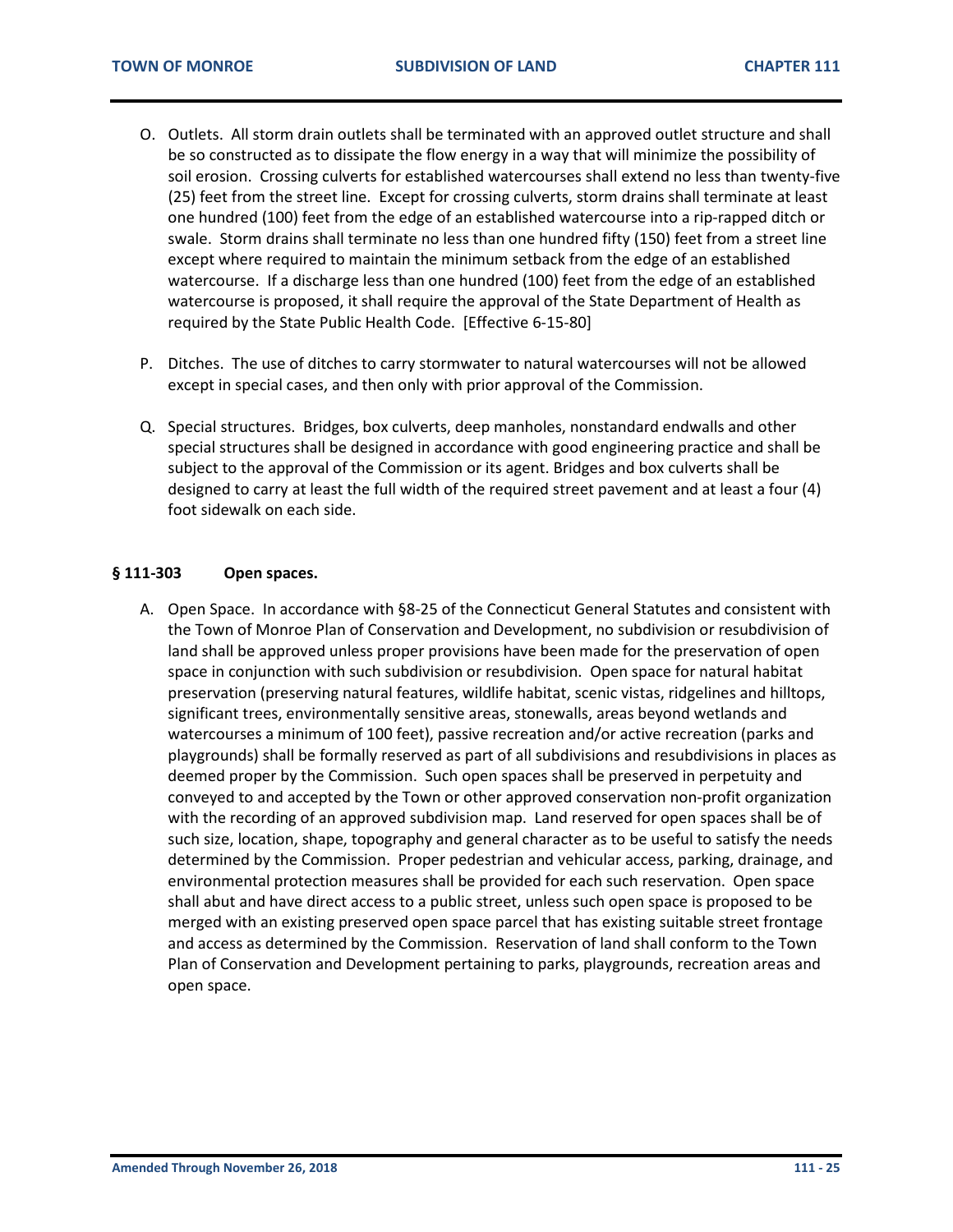O. Outlets. All storm drain outlets shall be terminated with an approved outlet structure and shall be so constructed as to dissipate the flow energy in a way that will minimize the possibility of soil erosion. Crossing culverts for established watercourses shall extend no less than twenty-five (25) feet from the street line. Except for crossing culverts, storm drains shall terminate at least one hundred (100) feet from the edge of an established watercourse into a rip-rapped ditch or swale. Storm drains shall terminate no less than one hundred fifty (150) feet from a street line except where required to maintain the minimum setback from the edge of an established watercourse. If a discharge less than one hundred (100) feet from the edge of an established watercourse is proposed, it shall require the approval of the State Department of Health as required by the State Public Health Code. [Effective 6-15-80]

P. Ditches. The use of ditches to carry stormwater to natural watercourses will not be allowed except in special cases, and then only with prior approval of the Commission.

Q. Special structures. Bridges, box culverts, deep manholes, nonstandard endwalls and other special structures shall be designed in accordance with good engineering practice and shall be subject to the approval of the Commission or its agent. Bridges and box culverts shall be designed to carry at least the full width of the required street pavement and at least a four (4) foot sidewalk on each side.

### § 111-303 Open spaces.

A. Open Space. In accordance with §8-25 of the Connecticut General Statutes and consistent with the Town of Monroe Plan of Conservation and Development, no subdivision or resubdivision of land shall be approved unless proper provisions have been made for the preservation of open space in conjunction with such subdivision or resubdivision. Open space for natural habitat preservation (preserving natural features, wildlife habitat, scenic vistas, ridgelines and hilltops, significant trees, environmentally sensitive areas, stonewalls, areas beyond wetlands and watercourses a minimum of 100 feet), passive recreation and/or active recreation (parks and playgrounds) shall be formally reserved as part of all subdivisions and resubdivisions in places as deemed proper by the Commission. Such open spaces shall be preserved in perpetuity and conveyed to and accepted by the Town or other approved conservation non-profit organization with the recording of an approved subdivision map. Land reserved for open spaces shall be of such size, location, shape, topography and general character as to be useful to satisfy the needs determined by the Commission. Proper pedestrian and vehicular access, parking, drainage, and environmental protection measures shall be provided for each such reservation. Open space shall abut and have direct access to a public street, unless such open space is proposed to be merged with an existing preserved open space parcel that has existing suitable street frontage and access as determined by the Commission. Reservation of land shall conform to the Town Plan of Conservation and Development pertaining to parks, playgrounds, recreation areas and open space.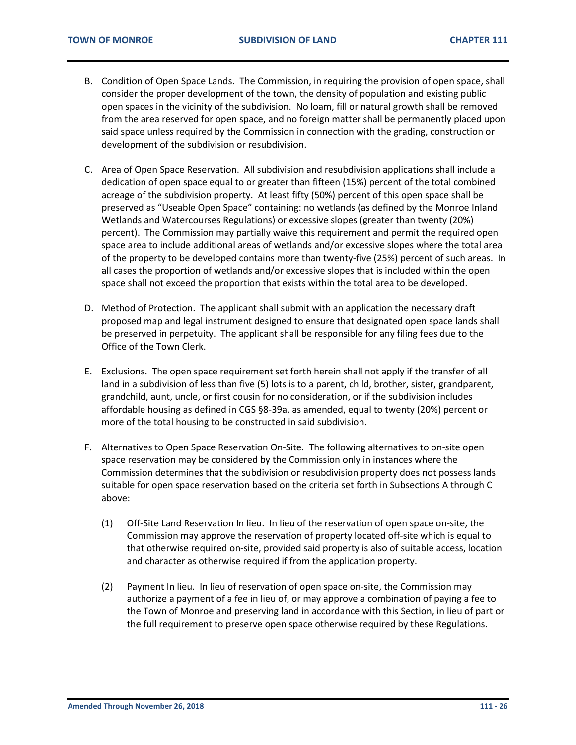B. Condition of Open Space Lands. The Commission, in requiring the provision of open space, shall consider the proper development of the town, the density of population and existing public open spaces in the vicinity of the subdivision. No loam, fill or natural growth shall be removed from the area reserved for open space, and no foreign matter shall be permanently placed upon said space unless required by the Commission in connection with the grading, construction or development of the subdivision or resubdivision.

C. Area of Open Space Reservation. All subdivision and resubdivision applications shall include a dedication of open space equal to or greater than fifteen (15%) percent of the total combined acreage of the subdivision property. At least fifty (50%) percent of this open space shall be preserved as "Useable Open Space" containing: no wetlands (as defined by the Monroe Inland Wetlands and Watercourses Regulations) or excessive slopes (greater than twenty (20%) percent). The Commission may partially waive this requirement and permit the required open space area to include additional areas of wetlands and/or excessive slopes where the total area of the property to be developed contains more than twenty-five (25%) percent of such areas. In all cases the proportion of wetlands and/or excessive slopes that is included within the open space shall not exceed the proportion that exists within the total area to be developed.

D. Method of Protection. The applicant shall submit with an application the necessary draft proposed map and legal instrument designed to ensure that designated open space lands shall be preserved in perpetuity. The applicant shall be responsible for any filing fees due to the Office of the Town Clerk.

E. Exclusions. The open space requirement set forth herein shall not apply if the transfer of all land in a subdivision of less than five (5) lots is to a parent, child, brother, sister, grandparent, grandchild, aunt, uncle, or first cousin for no consideration, or if the subdivision includes affordable housing as defined in CGS §8-39a, as amended, equal to twenty (20%) percent or more of the total housing to be constructed in said subdivision.

F. Alternatives to Open Space Reservation On-Site. The following alternatives to on-site open space reservation may be considered by the Commission only in instances where the Commission determines that the subdivision or resubdivision property does not possess lands suitable for open space reservation based on the criteria set forth in Subsections A through C above:

   (1) Off-Site Land Reservation In lieu. In lieu of the reservation of open space on-site, the Commission may approve the reservation of property located off-site which is equal to that otherwise required on-site, provided said property is also of suitable access, location and character as otherwise required if from the application property.

   (2) Payment In lieu. In lieu of reservation of open space on-site, the Commission may authorize a payment of a fee in lieu of, or may approve a combination of paying a fee to the Town of Monroe and preserving land in accordance with this Section, in lieu of part or the full requirement to preserve open space otherwise required by these Regulations.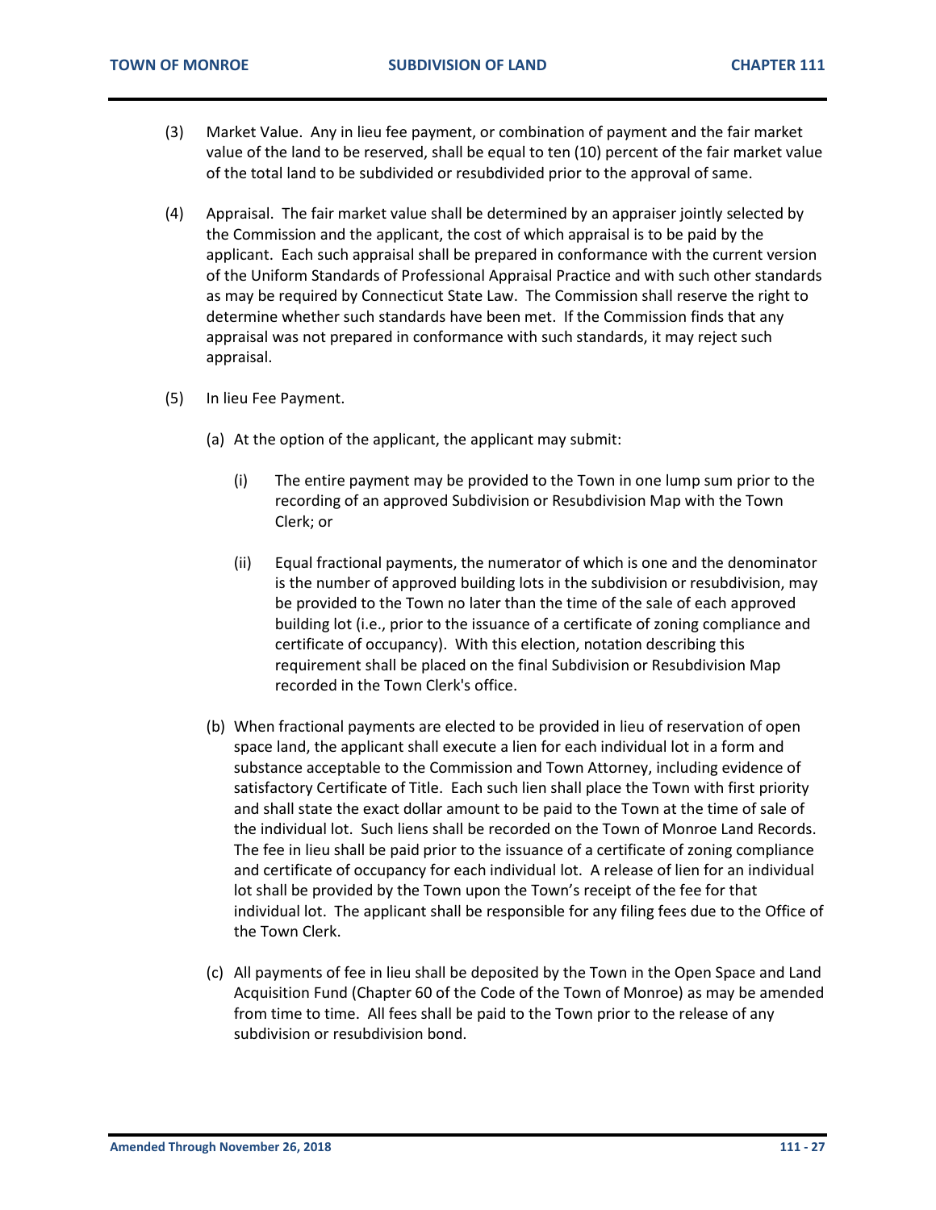(3) Market Value. Any in lieu fee payment, or combination of payment and the fair market value of the land to be reserved, shall be equal to ten (10) percent of the fair market value of the total land to be subdivided or resubdivided prior to the approval of same.

(4) Appraisal. The fair market value shall be determined by an appraiser jointly selected by the Commission and the applicant, the cost of which appraisal is to be paid by the applicant. Each such appraisal shall be prepared in conformance with the current version of the Uniform Standards of Professional Appraisal Practice and with such other standards as may be required by Connecticut State Law. The Commission shall reserve the right to determine whether such standards have been met. If the Commission finds that any appraisal was not prepared in conformance with such standards, it may reject such appraisal.

(5) In lieu Fee Payment.

(a) At the option of the applicant, the applicant may submit:

(i) The entire payment may be provided to the Town in one lump sum prior to the recording of an approved Subdivision or Resubdivision Map with the Town Clerk; or

(ii) Equal fractional payments, the numerator of which is one and the denominator is the number of approved building lots in the subdivision or resubdivision, may be provided to the Town no later than the time of the sale of each approved building lot (i.e., prior to the issuance of a certificate of zoning compliance and certificate of occupancy). With this election, notation describing this requirement shall be placed on the final Subdivision or Resubdivision Map recorded in the Town Clerk's office.

(b) When fractional payments are elected to be provided in lieu of reservation of open space land, the applicant shall execute a lien for each individual lot in a form and substance acceptable to the Commission and Town Attorney, including evidence of satisfactory Certificate of Title. Each such lien shall place the Town with first priority and shall state the exact dollar amount to be paid to the Town at the time of sale of the individual lot. Such liens shall be recorded on the Town of Monroe Land Records. The fee in lieu shall be paid prior to the issuance of a certificate of zoning compliance and certificate of occupancy for each individual lot. A release of lien for an individual lot shall be provided by the Town upon the Town's receipt of the fee for that individual lot. The applicant shall be responsible for any filing fees due to the Office of the Town Clerk.

(c) All payments of fee in lieu shall be deposited by the Town in the Open Space and Land Acquisition Fund (Chapter 60 of the Code of the Town of Monroe) as may be amended from time to time. All fees shall be paid to the Town prior to the release of any subdivision or resubdivision bond.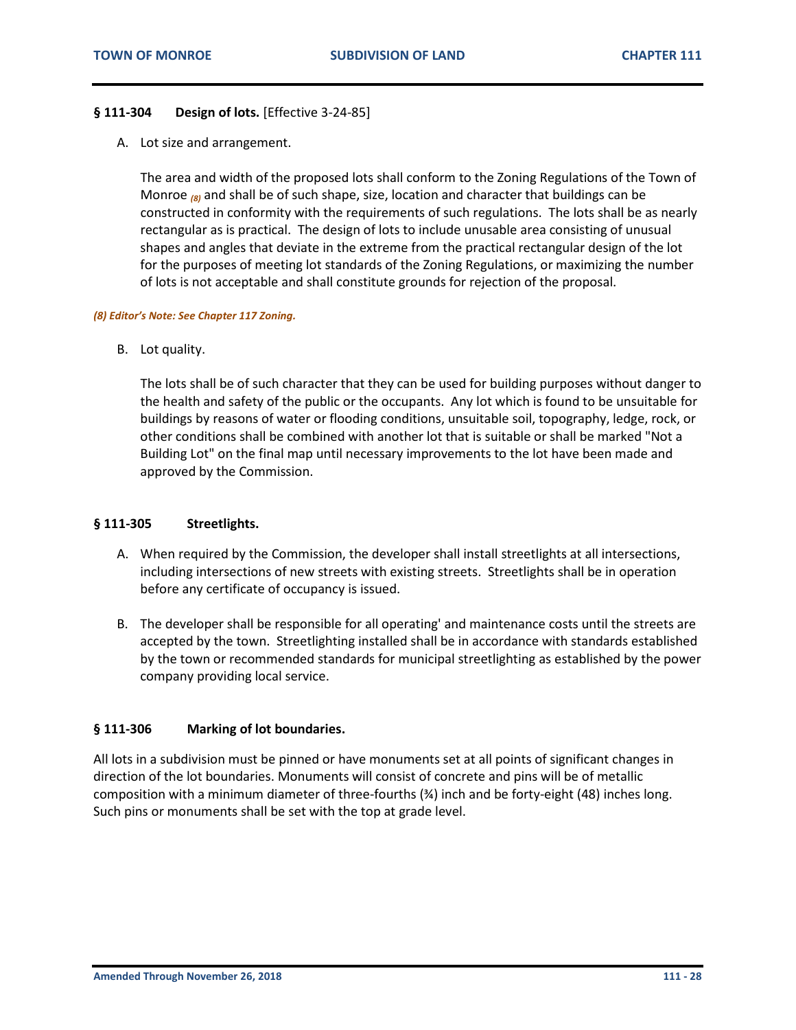### § 111-304 Design of lots. [Effective 3-24-85]

A. Lot size and arrangement.

The area and width of the proposed lots shall conform to the Zoning Regulations of the Town of Monroe [(8)] and shall be of such shape, size, location and character that buildings can be constructed in conformity with the requirements of such regulations. The lots shall be as nearly rectangular as is practical. The design of lots to include unusable area consisting of unusual shapes and angles that deviate in the extreme from the practical rectangular design of the lot for the purposes of meeting lot standards of the Zoning Regulations, or maximizing the number of lots is not acceptable and shall constitute grounds for rejection of the proposal.

*(8) Editor's Note: See Chapter 117 Zoning.*

B. Lot quality.

The lots shall be of such character that they can be used for building purposes without danger to the health and safety of the public or the occupants. Any lot which is found to be unsuitable for buildings by reasons of water or flooding conditions, unsuitable soil, topography, ledge, rock, or other conditions shall be combined with another lot that is suitable or shall be marked "Not a Building Lot" on the final map until necessary improvements to the lot have been made and approved by the Commission.

### § 111-305 Streetlights.

A. When required by the Commission, the developer shall install streetlights at all intersections, including intersections of new streets with existing streets. Streetlights shall be in operation before any certificate of occupancy is issued.

B. The developer shall be responsible for all operating' and maintenance costs until the streets are accepted by the town. Streetlighting installed shall be in accordance with standards established by the town or recommended standards for municipal streetlighting as established by the power company providing local service.

### § 111-306 Marking of lot boundaries.

All lots in a subdivision must be pinned or have monuments set at all points of significant changes in direction of the lot boundaries. Monuments will consist of concrete and pins will be of metallic composition with a minimum diameter of three-fourths (¾) inch and be forty-eight (48) inches long. Such pins or monuments shall be set with the top at grade level.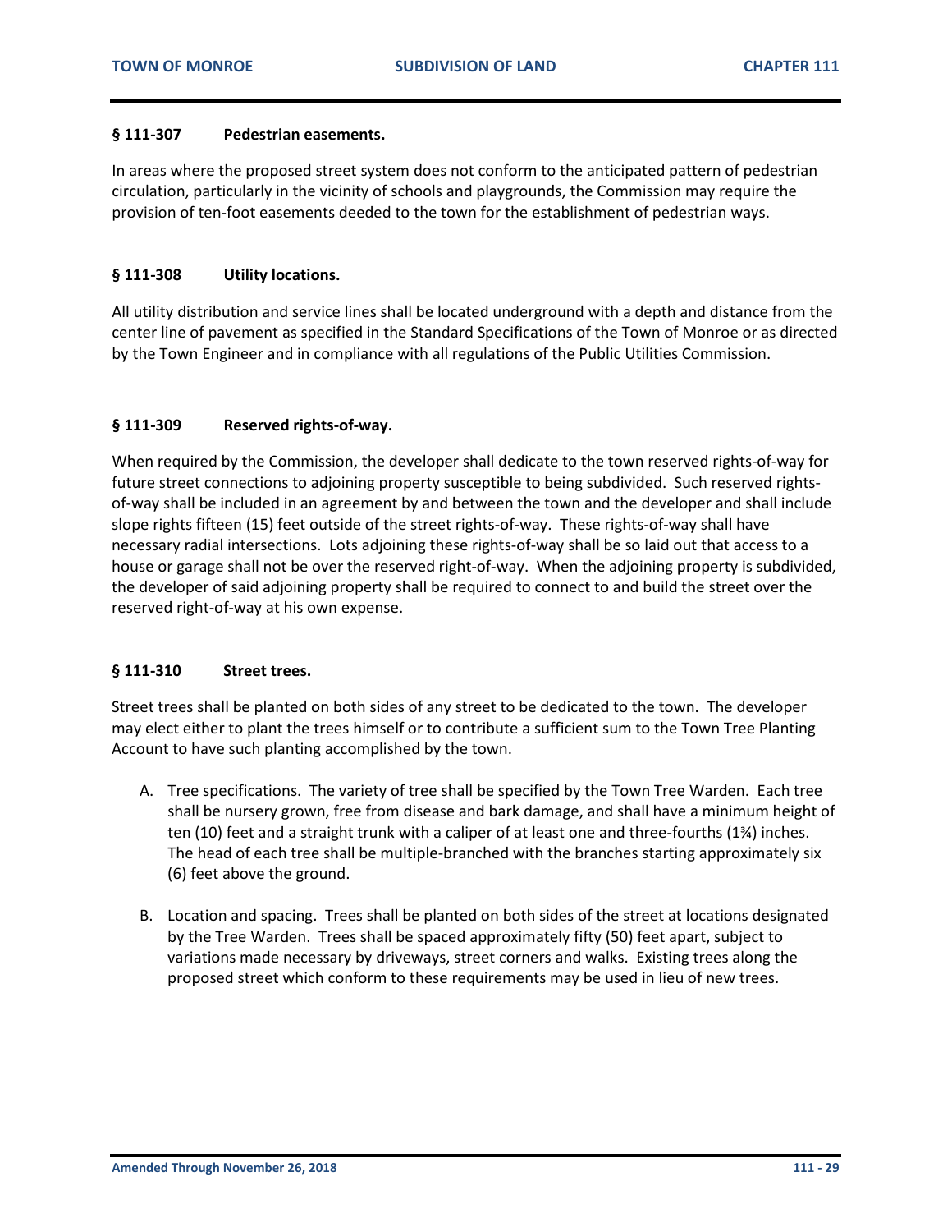### § 111-307 Pedestrian easements.

In areas where the proposed street system does not conform to the anticipated pattern of pedestrian circulation, particularly in the vicinity of schools and playgrounds, the Commission may require the provision of ten-foot easements deeded to the town for the establishment of pedestrian ways.

### § 111-308 Utility locations.

All utility distribution and service lines shall be located underground with a depth and distance from the center line of pavement as specified in the Standard Specifications of the Town of Monroe or as directed by the Town Engineer and in compliance with all regulations of the Public Utilities Commission.

### § 111-309 Reserved rights-of-way.

When required by the Commission, the developer shall dedicate to the town reserved rights-of-way for future street connections to adjoining property susceptible to being subdivided. Such reserved rights-of-way shall be included in an agreement by and between the town and the developer and shall include slope rights fifteen (15) feet outside of the street rights-of-way. These rights-of-way shall have necessary radial intersections. Lots adjoining these rights-of-way shall be so laid out that access to a house or garage shall not be over the reserved right-of-way. When the adjoining property is subdivided, the developer of said adjoining property shall be required to connect to and build the street over the reserved right-of-way at his own expense.

### § 111-310 Street trees.

Street trees shall be planted on both sides of any street to be dedicated to the town. The developer may elect either to plant the trees himself or to contribute a sufficient sum to the Town Tree Planting Account to have such planting accomplished by the town.

A. Tree specifications. The variety of tree shall be specified by the Town Tree Warden. Each tree shall be nursery grown, free from disease and bark damage, and shall have a minimum height of ten (10) feet and a straight trunk with a caliper of at least one and three-fourths (1¾) inches. The head of each tree shall be multiple-branched with the branches starting approximately six (6) feet above the ground.

B. Location and spacing. Trees shall be planted on both sides of the street at locations designated by the Tree Warden. Trees shall be spaced approximately fifty (50) feet apart, subject to variations made necessary by driveways, street corners and walks. Existing trees along the proposed street which conform to these requirements may be used in lieu of new trees.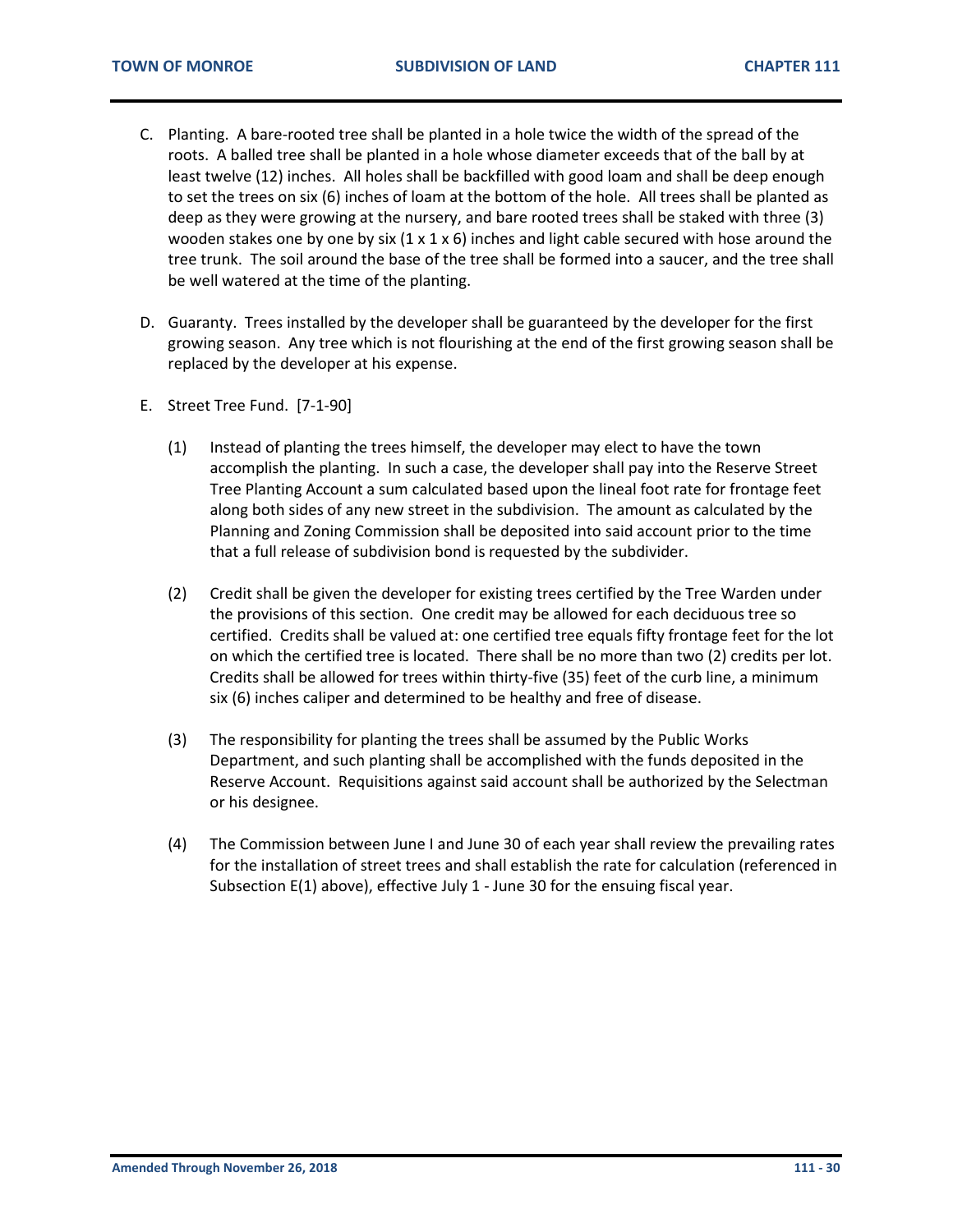C. Planting. A bare-rooted tree shall be planted in a hole twice the width of the spread of the roots. A balled tree shall be planted in a hole whose diameter exceeds that of the ball by at least twelve (12) inches. All holes shall be backfilled with good loam and shall be deep enough to set the trees on six (6) inches of loam at the bottom of the hole. All trees shall be planted as deep as they were growing at the nursery, and bare rooted trees shall be staked with three (3) wooden stakes one by one by six (1 x 1 x 6) inches and light cable secured with hose around the tree trunk. The soil around the base of the tree shall be formed into a saucer, and the tree shall be well watered at the time of the planting.

D. Guaranty. Trees installed by the developer shall be guaranteed by the developer for the first growing season. Any tree which is not flourishing at the end of the first growing season shall be replaced by the developer at his expense.

E. Street Tree Fund. [7-1-90]

(1) Instead of planting the trees himself, the developer may elect to have the town accomplish the planting. In such a case, the developer shall pay into the Reserve Street Tree Planting Account a sum calculated based upon the lineal foot rate for frontage feet along both sides of any new street in the subdivision. The amount as calculated by the Planning and Zoning Commission shall be deposited into said account prior to the time that a full release of subdivision bond is requested by the subdivider.

(2) Credit shall be given the developer for existing trees certified by the Tree Warden under the provisions of this section. One credit may be allowed for each deciduous tree so certified. Credits shall be valued at: one certified tree equals fifty frontage feet for the lot on which the certified tree is located. There shall be no more than two (2) credits per lot. Credits shall be allowed for trees within thirty-five (35) feet of the curb line, a minimum six (6) inches caliper and determined to be healthy and free of disease.

(3) The responsibility for planting the trees shall be assumed by the Public Works Department, and such planting shall be accomplished with the funds deposited in the Reserve Account. Requisitions against said account shall be authorized by the Selectman or his designee.

(4) The Commission between June I and June 30 of each year shall review the prevailing rates for the installation of street trees and shall establish the rate for calculation (referenced in Subsection E(1) above), effective July 1 - June 30 for the ensuing fiscal year.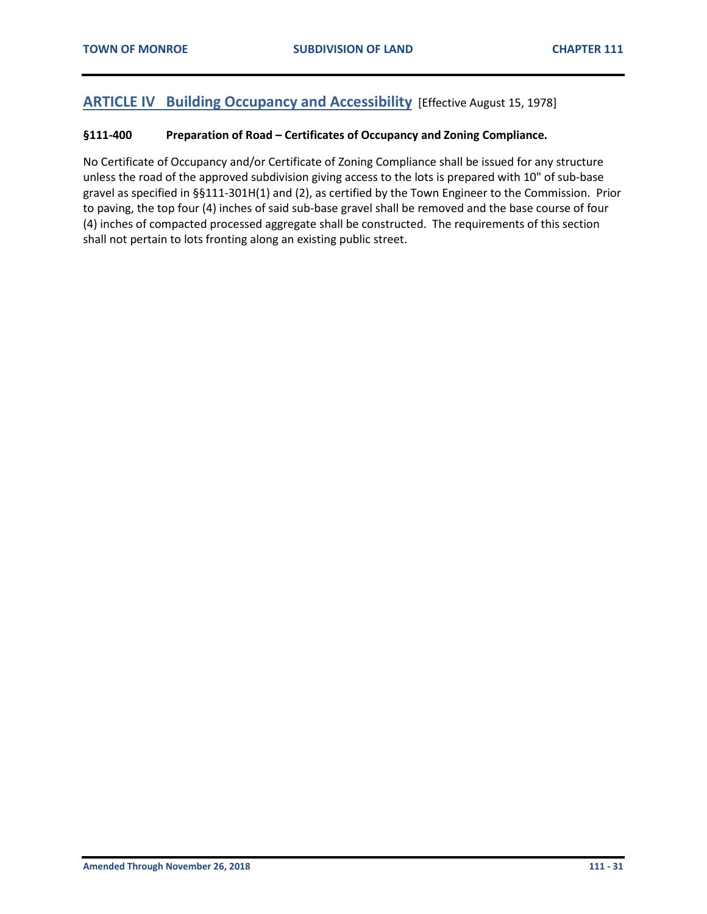## ARTICLE IV Building Occupancy and Accessibility [Effective August 15, 1978]

### §111-400 Preparation of Road – Certificates of Occupancy and Zoning Compliance.

No Certificate of Occupancy and/or Certificate of Zoning Compliance shall be issued for any structure unless the road of the approved subdivision giving access to the lots is prepared with 10" of sub-base gravel as specified in §§111-301H(1) and (2), as certified by the Town Engineer to the Commission. Prior to paving, the top four (4) inches of said sub-base gravel shall be removed and the base course of four (4) inches of compacted processed aggregate shall be constructed. The requirements of this section shall not pertain to lots fronting along an existing public street.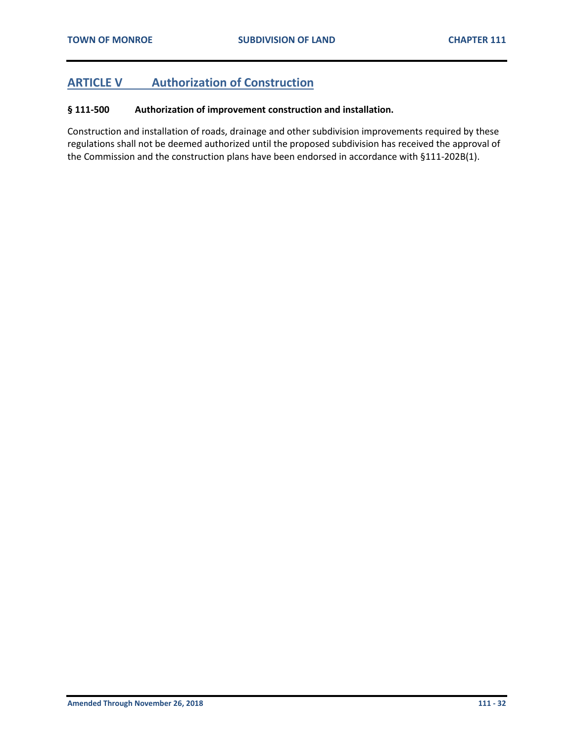## ARTICLE V Authorization of Construction

### § 111-500 Authorization of improvement construction and installation.

Construction and installation of roads, drainage and other subdivision improvements required by these regulations shall not be deemed authorized until the proposed subdivision has received the approval of the Commission and the construction plans have been endorsed in accordance with §111-202B(1).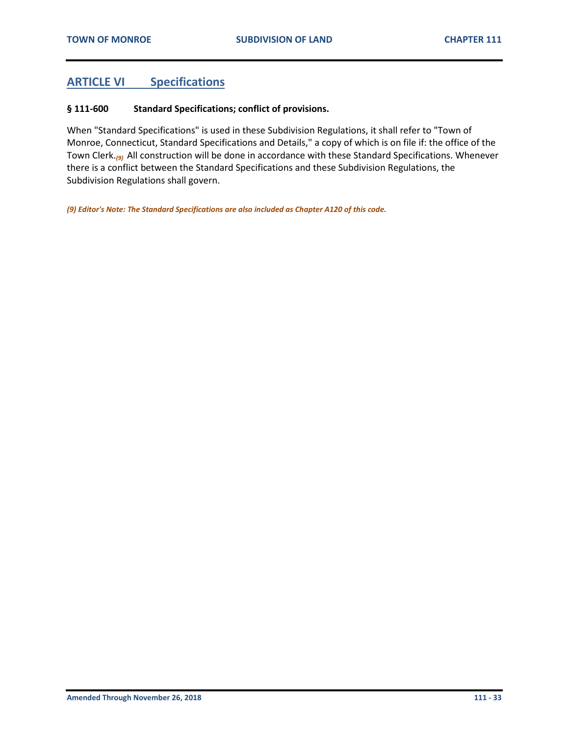## ARTICLE VI Specifications

### § 111-600 Standard Specifications; conflict of provisions.

When "Standard Specifications" is used in these Subdivision Regulations, it shall refer to "Town of Monroe, Connecticut, Standard Specifications and Details," a copy of which is on file if: the office of the Town Clerk.[9] All construction will be done in accordance with these Standard Specifications. Whenever there is a conflict between the Standard Specifications and these Subdivision Regulations, the Subdivision Regulations shall govern.

***(9) Editor's Note: The Standard Specifications are also included as Chapter A120 of this code.***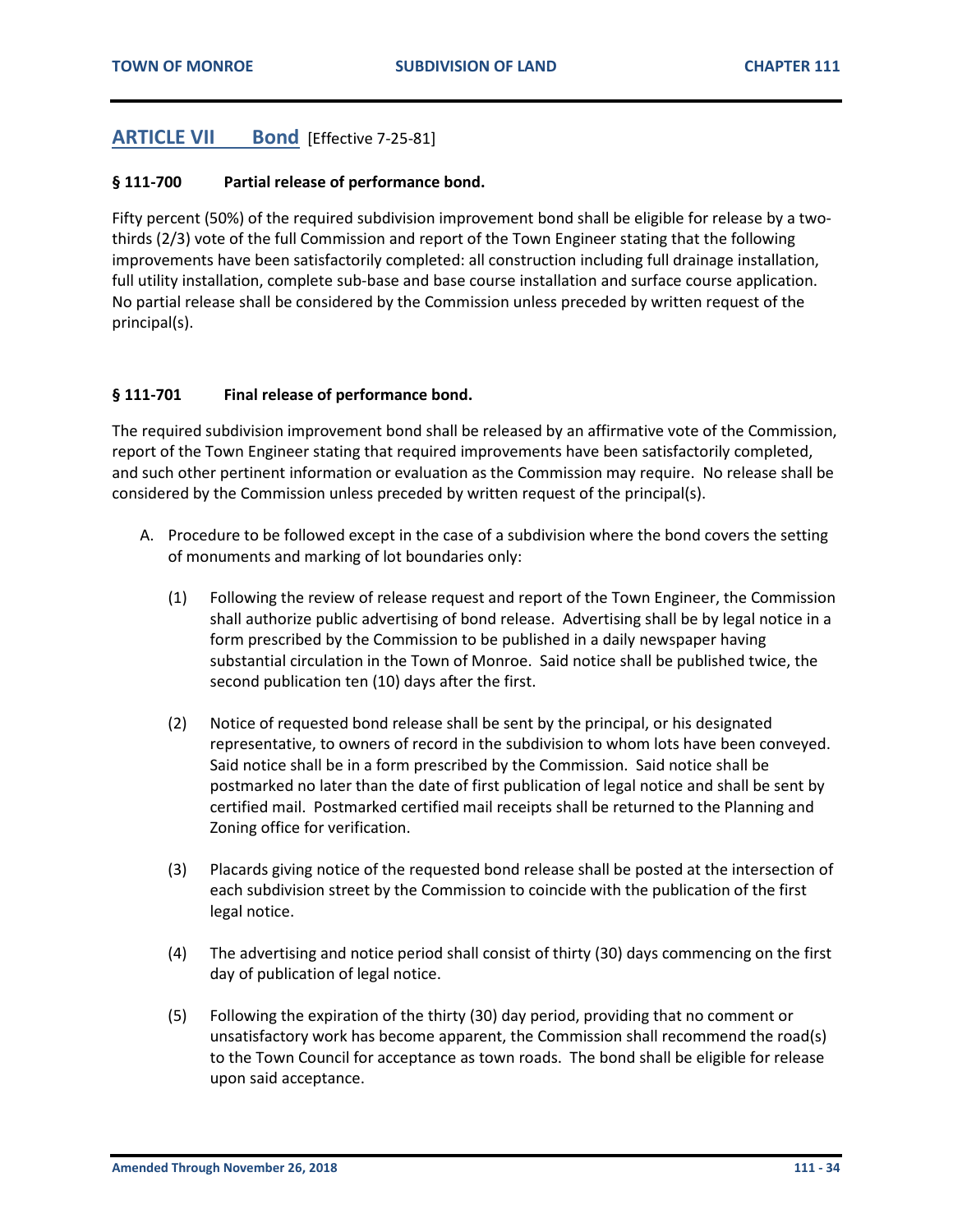## ARTICLE VII Bond [Effective 7-25-81]

### § 111-700 Partial release of performance bond.

Fifty percent (50%) of the required subdivision improvement bond shall be eligible for release by a two-thirds (2/3) vote of the full Commission and report of the Town Engineer stating that the following improvements have been satisfactorily completed: all construction including full drainage installation, full utility installation, complete sub-base and base course installation and surface course application. No partial release shall be considered by the Commission unless preceded by written request of the principal(s).

### § 111-701 Final release of performance bond.

The required subdivision improvement bond shall be released by an affirmative vote of the Commission, report of the Town Engineer stating that required improvements have been satisfactorily completed, and such other pertinent information or evaluation as the Commission may require. No release shall be considered by the Commission unless preceded by written request of the principal(s).

A. Procedure to be followed except in the case of a subdivision where the bond covers the setting of monuments and marking of lot boundaries only:

   (1) Following the review of release request and report of the Town Engineer, the Commission shall authorize public advertising of bond release. Advertising shall be by legal notice in a form prescribed by the Commission to be published in a daily newspaper having substantial circulation in the Town of Monroe. Said notice shall be published twice, the second publication ten (10) days after the first.

   (2) Notice of requested bond release shall be sent by the principal, or his designated representative, to owners of record in the subdivision to whom lots have been conveyed. Said notice shall be in a form prescribed by the Commission. Said notice shall be postmarked no later than the date of first publication of legal notice and shall be sent by certified mail. Postmarked certified mail receipts shall be returned to the Planning and Zoning office for verification.

   (3) Placards giving notice of the requested bond release shall be posted at the intersection of each subdivision street by the Commission to coincide with the publication of the first legal notice.

   (4) The advertising and notice period shall consist of thirty (30) days commencing on the first day of publication of legal notice.

   (5) Following the expiration of the thirty (30) day period, providing that no comment or unsatisfactory work has become apparent, the Commission shall recommend the road(s) to the Town Council for acceptance as town roads. The bond shall be eligible for release upon said acceptance.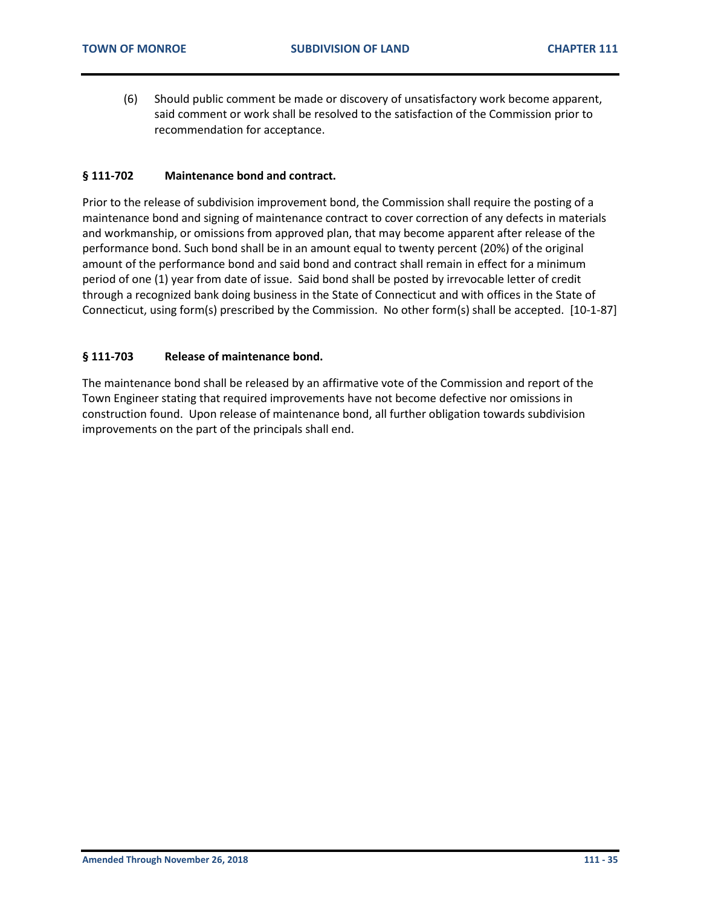(6) Should public comment be made or discovery of unsatisfactory work become apparent, said comment or work shall be resolved to the satisfaction of the Commission prior to recommendation for acceptance.

### § 111-702 Maintenance bond and contract.

Prior to the release of subdivision improvement bond, the Commission shall require the posting of a maintenance bond and signing of maintenance contract to cover correction of any defects in materials and workmanship, or omissions from approved plan, that may become apparent after release of the performance bond. Such bond shall be in an amount equal to twenty percent (20%) of the original amount of the performance bond and said bond and contract shall remain in effect for a minimum period of one (1) year from date of issue. Said bond shall be posted by irrevocable letter of credit through a recognized bank doing business in the State of Connecticut and with offices in the State of Connecticut, using form(s) prescribed by the Commission. No other form(s) shall be accepted. [10-1-87]

### § 111-703 Release of maintenance bond.

The maintenance bond shall be released by an affirmative vote of the Commission and report of the Town Engineer stating that required improvements have not become defective nor omissions in construction found. Upon release of maintenance bond, all further obligation towards subdivision improvements on the part of the principals shall end.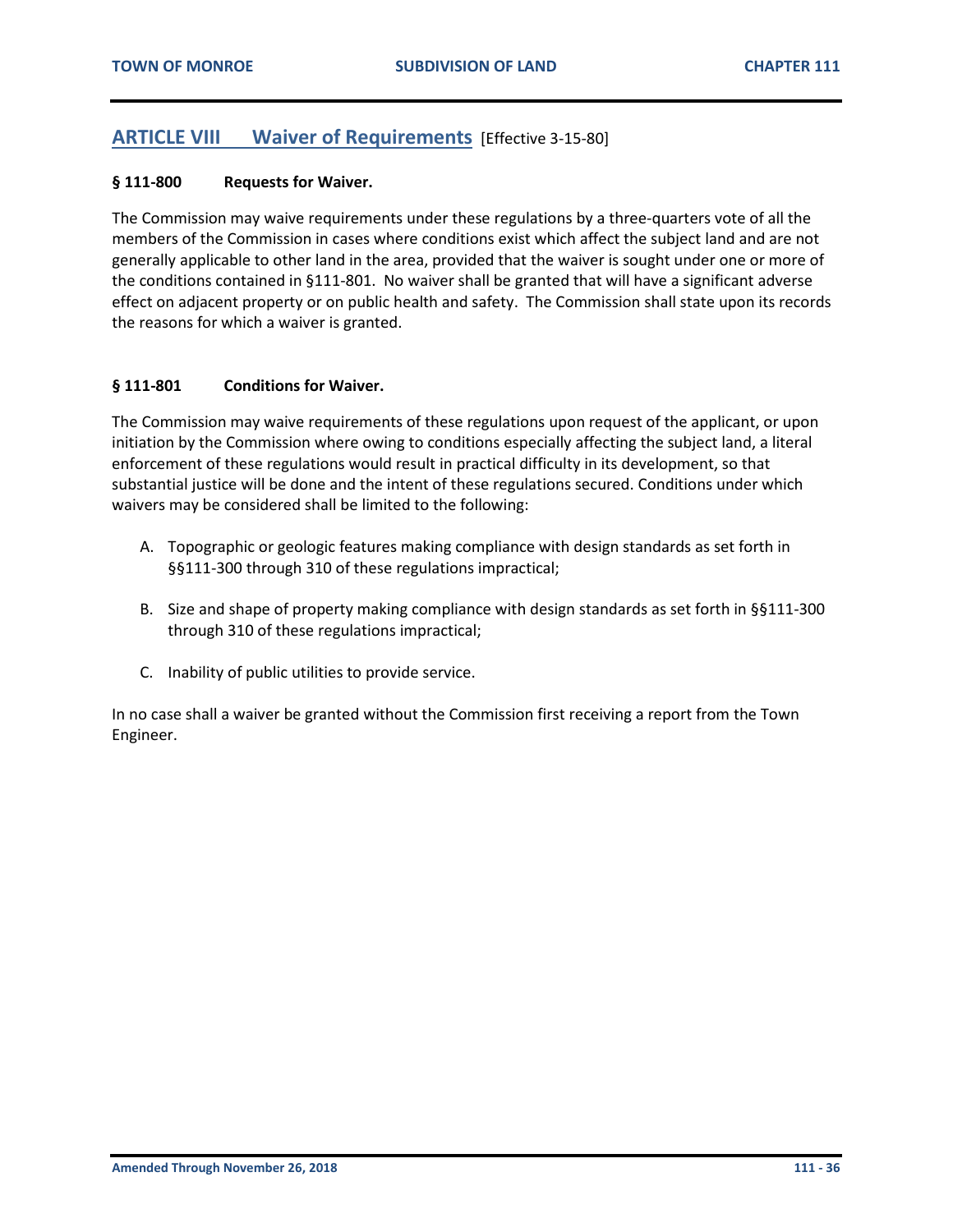## ARTICLE VIII Waiver of Requirements [Effective 3-15-80]

### § 111-800 Requests for Waiver.

The Commission may waive requirements under these regulations by a three-quarters vote of all the members of the Commission in cases where conditions exist which affect the subject land and are not generally applicable to other land in the area, provided that the waiver is sought under one or more of the conditions contained in §111-801. No waiver shall be granted that will have a significant adverse effect on adjacent property or on public health and safety. The Commission shall state upon its records the reasons for which a waiver is granted.

### § 111-801 Conditions for Waiver.

The Commission may waive requirements of these regulations upon request of the applicant, or upon initiation by the Commission where owing to conditions especially affecting the subject land, a literal enforcement of these regulations would result in practical difficulty in its development, so that substantial justice will be done and the intent of these regulations secured. Conditions under which waivers may be considered shall be limited to the following:

A. Topographic or geologic features making compliance with design standards as set forth in §§111-300 through 310 of these regulations impractical;

B. Size and shape of property making compliance with design standards as set forth in §§111-300 through 310 of these regulations impractical;

C. Inability of public utilities to provide service.

In no case shall a waiver be granted without the Commission first receiving a report from the Town Engineer.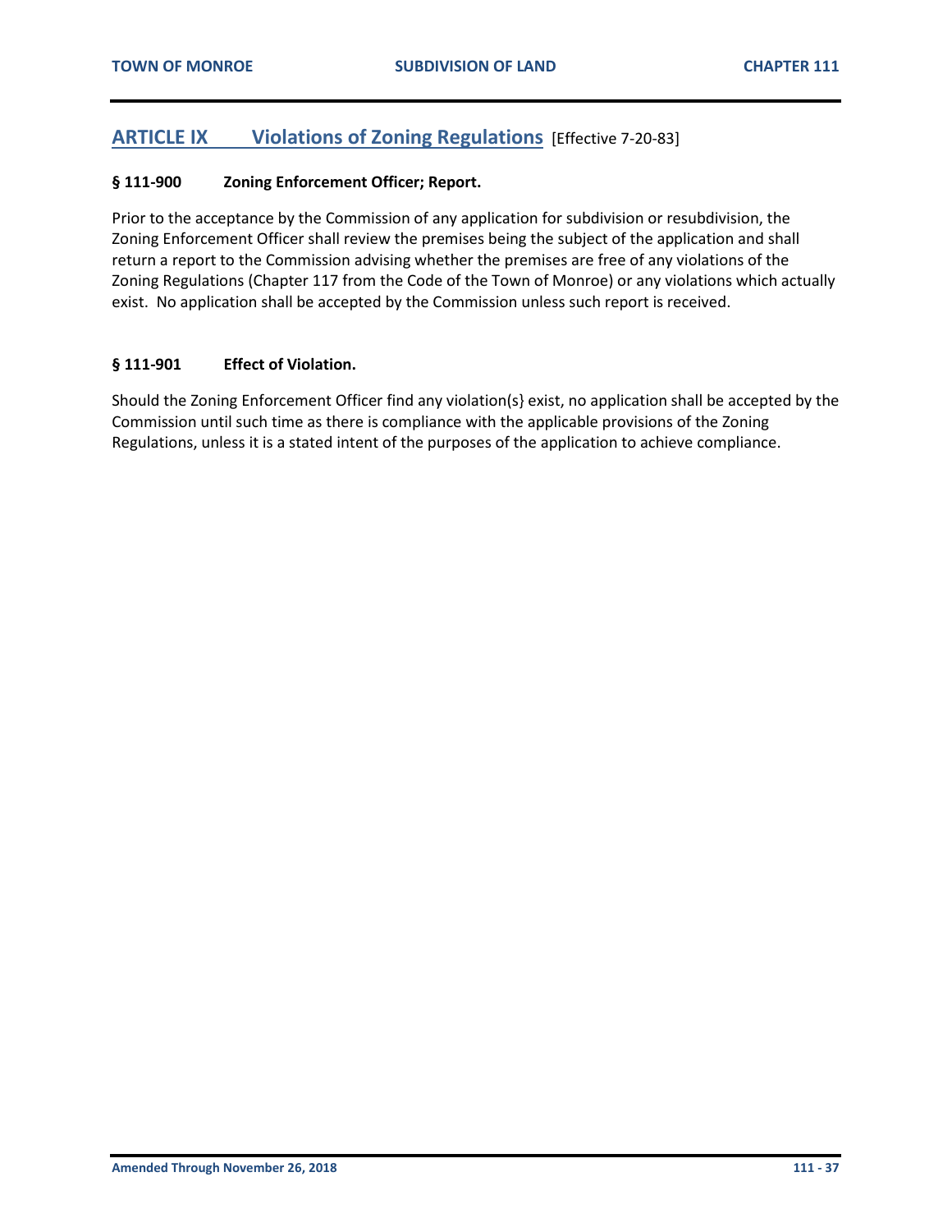## ARTICLE IX Violations of Zoning Regulations [Effective 7-20-83]

### § 111-900 Zoning Enforcement Officer; Report.

Prior to the acceptance by the Commission of any application for subdivision or resubdivision, the Zoning Enforcement Officer shall review the premises being the subject of the application and shall return a report to the Commission advising whether the premises are free of any violations of the Zoning Regulations (Chapter 117 from the Code of the Town of Monroe) or any violations which actually exist. No application shall be accepted by the Commission unless such report is received.

### § 111-901 Effect of Violation.

Should the Zoning Enforcement Officer find any violation(s} exist, no application shall be accepted by the Commission until such time as there is compliance with the applicable provisions of the Zoning Regulations, unless it is a stated intent of the purposes of the application to achieve compliance.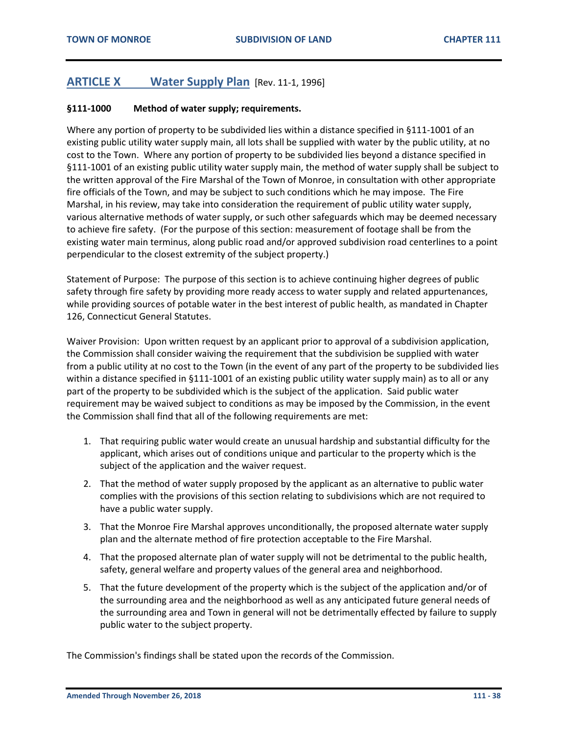## ARTICLE X Water Supply Plan [Rev. 11-1, 1996]

### §111-1000 Method of water supply; requirements.

Where any portion of property to be subdivided lies within a distance specified in §111-1001 of an existing public utility water supply main, all lots shall be supplied with water by the public utility, at no cost to the Town. Where any portion of property to be subdivided lies beyond a distance specified in §111-1001 of an existing public utility water supply main, the method of water supply shall be subject to the written approval of the Fire Marshal of the Town of Monroe, in consultation with other appropriate fire officials of the Town, and may be subject to such conditions which he may impose. The Fire Marshal, in his review, may take into consideration the requirement of public utility water supply, various alternative methods of water supply, or such other safeguards which may be deemed necessary to achieve fire safety. (For the purpose of this section: measurement of footage shall be from the existing water main terminus, along public road and/or approved subdivision road centerlines to a point perpendicular to the closest extremity of the subject property.)

Statement of Purpose: The purpose of this section is to achieve continuing higher degrees of public safety through fire safety by providing more ready access to water supply and related appurtenances, while providing sources of potable water in the best interest of public health, as mandated in Chapter 126, Connecticut General Statutes.

Waiver Provision: Upon written request by an applicant prior to approval of a subdivision application, the Commission shall consider waiving the requirement that the subdivision be supplied with water from a public utility at no cost to the Town (in the event of any part of the property to be subdivided lies within a distance specified in §111-1001 of an existing public utility water supply main) as to all or any part of the property to be subdivided which is the subject of the application. Said public water requirement may be waived subject to conditions as may be imposed by the Commission, in the event the Commission shall find that all of the following requirements are met:

1. That requiring public water would create an unusual hardship and substantial difficulty for the applicant, which arises out of conditions unique and particular to the property which is the subject of the application and the waiver request.
2. That the method of water supply proposed by the applicant as an alternative to public water complies with the provisions of this section relating to subdivisions which are not required to have a public water supply.
3. That the Monroe Fire Marshal approves unconditionally, the proposed alternate water supply plan and the alternate method of fire protection acceptable to the Fire Marshal.
4. That the proposed alternate plan of water supply will not be detrimental to the public health, safety, general welfare and property values of the general area and neighborhood.
5. That the future development of the property which is the subject of the application and/or of the surrounding area and the neighborhood as well as any anticipated future general needs of the surrounding area and Town in general will not be detrimentally effected by failure to supply public water to the subject property.

The Commission's findings shall be stated upon the records of the Commission.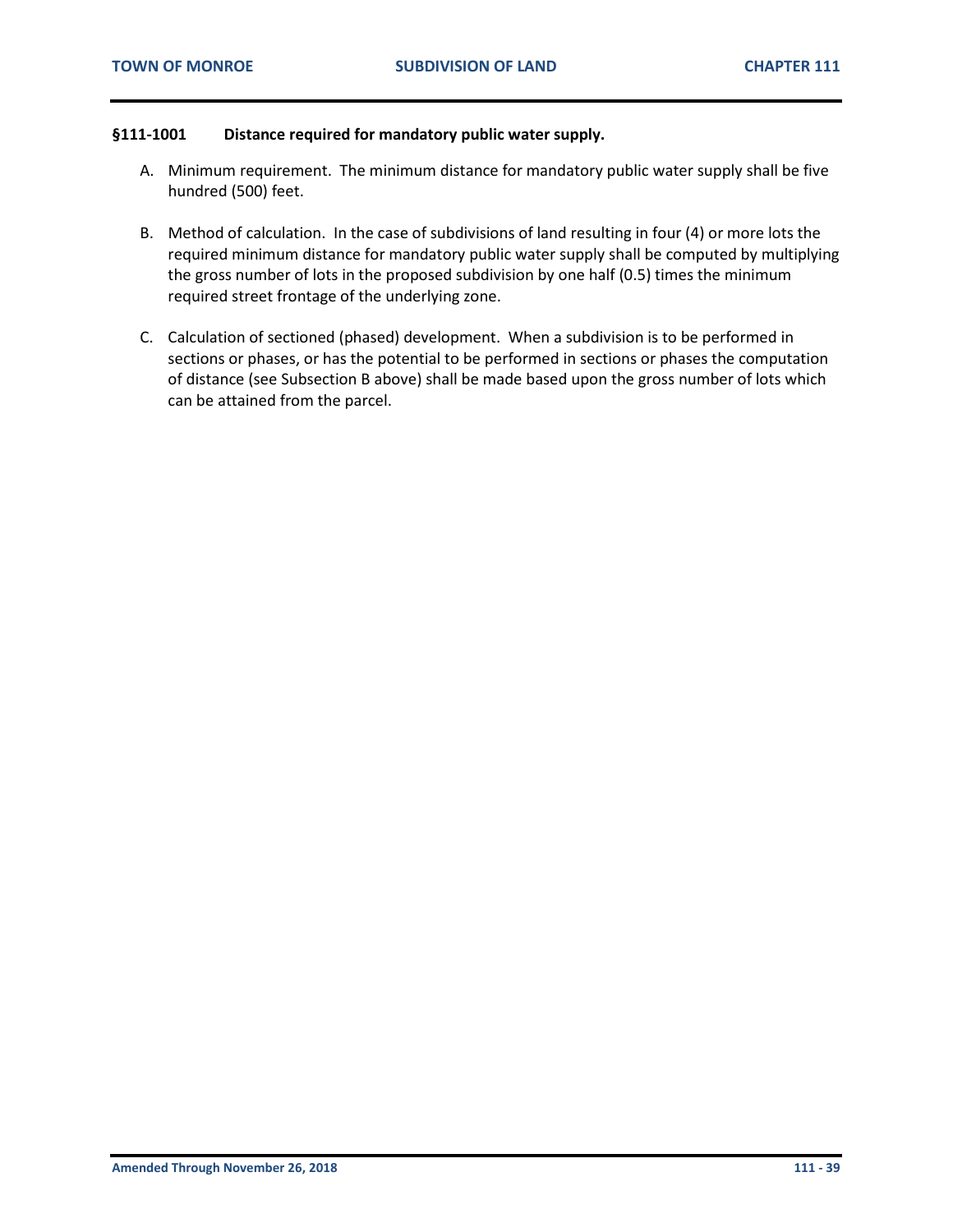### §111-1001 Distance required for mandatory public water supply.

A. Minimum requirement. The minimum distance for mandatory public water supply shall be five hundred (500) feet.

B. Method of calculation. In the case of subdivisions of land resulting in four (4) or more lots the required minimum distance for mandatory public water supply shall be computed by multiplying the gross number of lots in the proposed subdivision by one half (0.5) times the minimum required street frontage of the underlying zone.

C. Calculation of sectioned (phased) development. When a subdivision is to be performed in sections or phases, or has the potential to be performed in sections or phases the computation of distance (see Subsection B above) shall be made based upon the gross number of lots which can be attained from the parcel.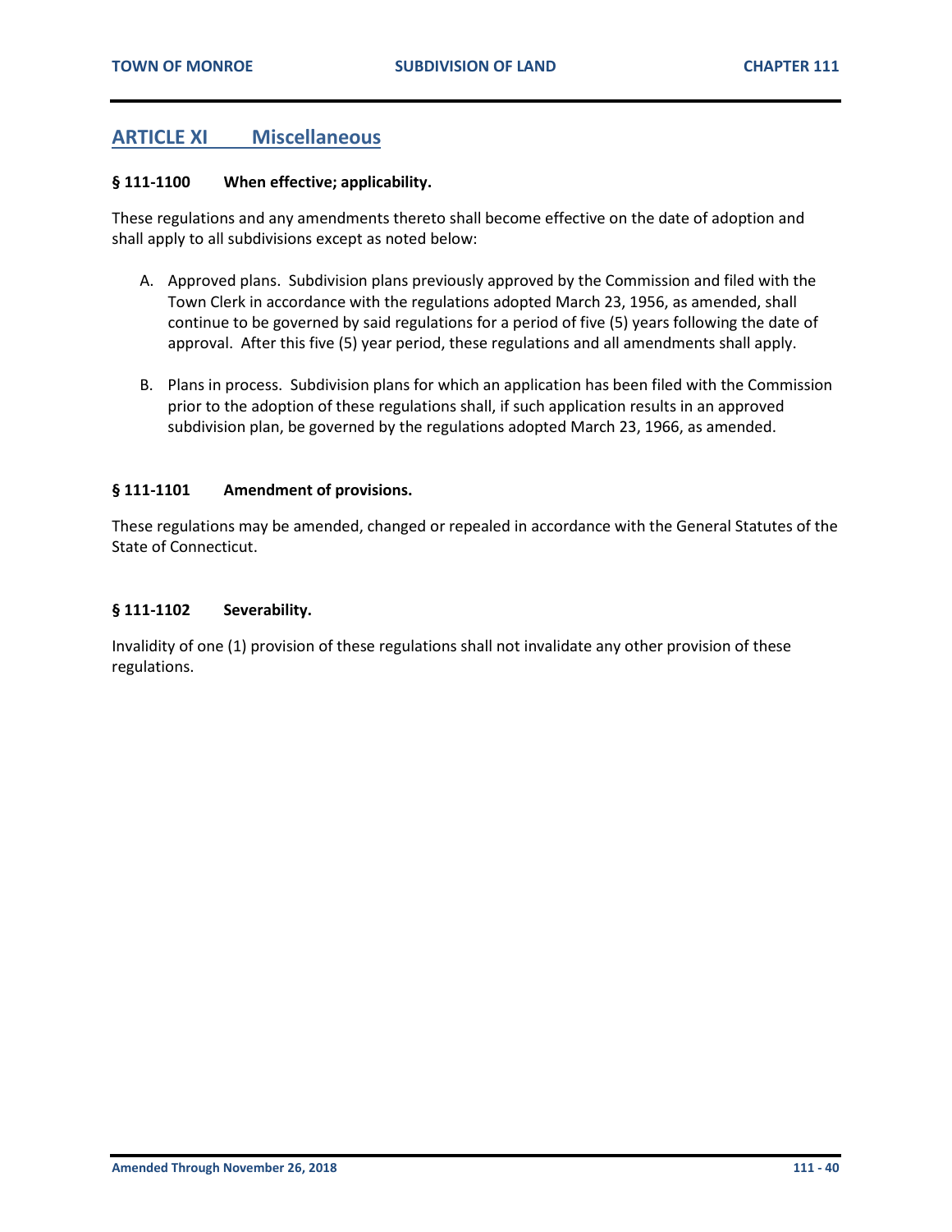## ARTICLE XI Miscellaneous

### § 111-1100 When effective; applicability.

These regulations and any amendments thereto shall become effective on the date of adoption and shall apply to all subdivisions except as noted below:

A. Approved plans. Subdivision plans previously approved by the Commission and filed with the Town Clerk in accordance with the regulations adopted March 23, 1956, as amended, shall continue to be governed by said regulations for a period of five (5) years following the date of approval. After this five (5) year period, these regulations and all amendments shall apply.

B. Plans in process. Subdivision plans for which an application has been filed with the Commission prior to the adoption of these regulations shall, if such application results in an approved subdivision plan, be governed by the regulations adopted March 23, 1966, as amended.

### § 111-1101 Amendment of provisions.

These regulations may be amended, changed or repealed in accordance with the General Statutes of the State of Connecticut.

### § 111-1102 Severability.

Invalidity of one (1) provision of these regulations shall not invalidate any other provision of these regulations.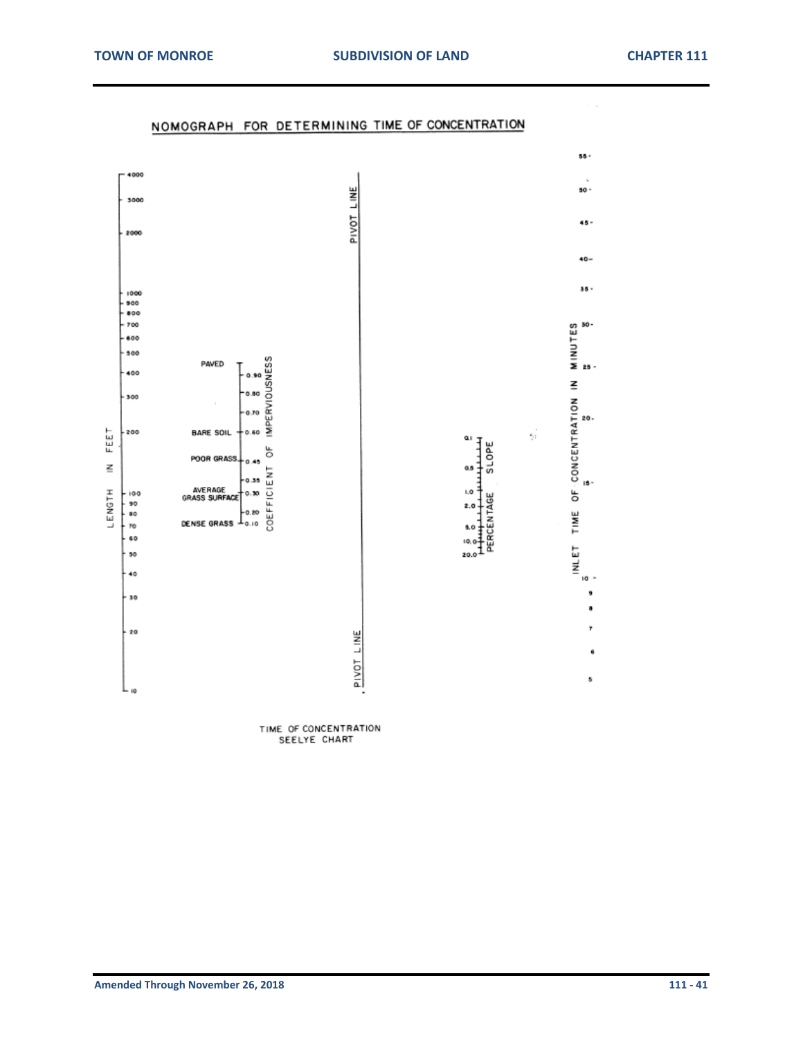## NOMOGRAPH FOR DETERMINING TIME OF CONCENTRATION

LENGTH IN FEET: 4000, 3000, 2000, 1000, 900, 800, 700, 600, 500, 400, 300, 200, 100, 90, 80, 70, 60, 50, 40, 30, 20, 10

COEFFICIENT OF IMPERVIOUSNESS:
- PAVED — 0.90
- 0.80
- 0.70
- BARE SOIL — 0.60
- POOR GRASS — 0.45
- 0.35
- AVERAGE GRASS SURFACE — 0.30
- 0.20
- DENSE GRASS — 0.10

PIVOT LINE

PERCENTAGE SLOPE: 0.1, 0.5, 1.0, 2.0, 5.0, 10.0, 20.0

INLET TIME OF CONCENTRATION IN MINUTES: 55, 50, 45, 40, 35, 30, 25, 20, 15, 10, 9, 8, 7, 6, 5

TIME OF CONCENTRATION
SEELYE CHART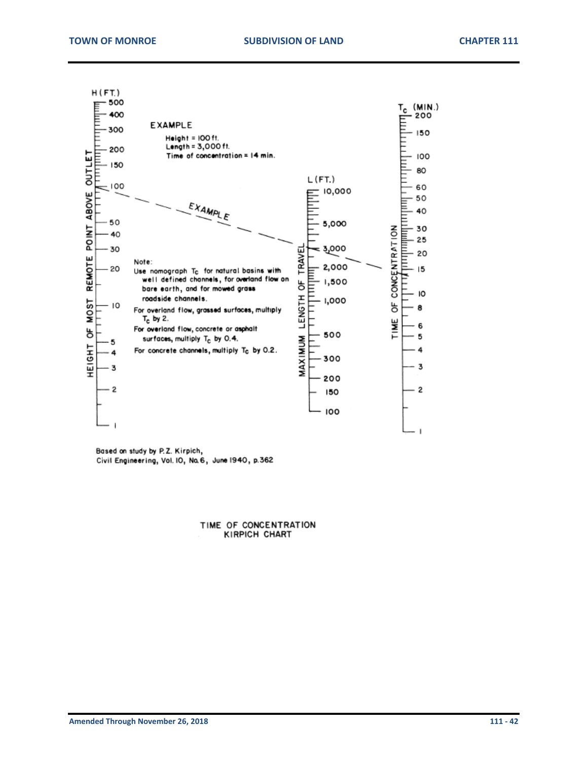H (FT.)

HEIGHT OF MOST REMOTE POINT ABOVE OUTLET

500, 400, 300, 200, 150, 100, 50, 40, 30, 20, 10, 5, 4, 3, 2, 1

EXAMPLE

Height = 100 ft.
Length = 3,000 ft.
Time of concentration = 14 min.

EXAMPLE

L (FT.)

MAXIMUM LENGTH OF TRAVEL

10,000, 5,000, 3,000, 2,000, 1,500, 1,000, 500, 300, 200, 150, 100

$T_c$ (MIN.)

TIME OF CONCENTRATION

200, 150, 100, 80, 60, 50, 40, 30, 25, 20, 15, 10, 8, 6, 5, 4, 3, 2, 1

Note:
Use nomograph $T_c$ for natural basins with well defined channels, for overland flow on bare earth, and for mowed grass roadside channels.
For overland flow, grassed surfaces, multiply $T_c$ by 2.
For overland flow, concrete or asphalt surfaces, multiply $T_c$ by 0.4.
For concrete channels, multiply $T_c$ by 0.2.

Based on study by P.Z. Kirpich,
Civil Engineering, Vol. 10, No. 6, June 1940, p. 362

TIME OF CONCENTRATION
KIRPICH CHART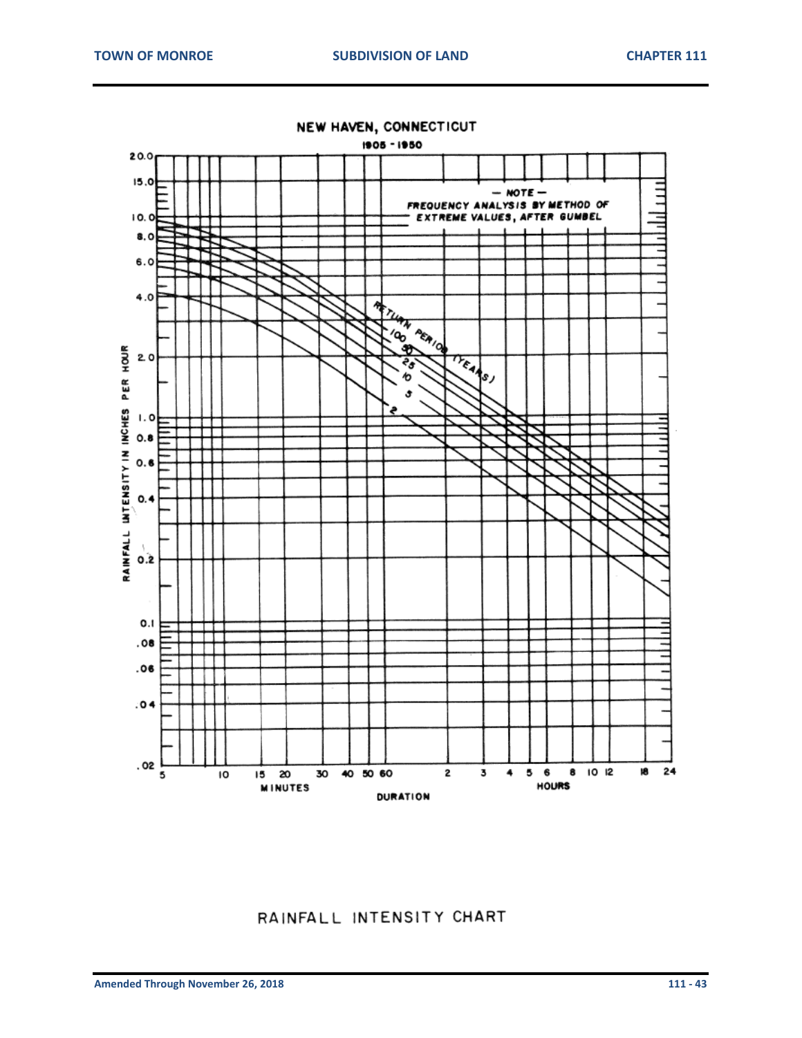NEW HAVEN, CONNECTICUT

1905 - 1950

— NOTE —
FREQUENCY ANALYSIS BY METHOD OF EXTREME VALUES, AFTER GUMBEL

RETURN PERIOD (YEARS)

100
50
25
10
5
2

RAINFALL INTENSITY IN INCHES PER HOUR

20.0
15.0
10.0
8.0
6.0
4.0
2.0
1.0
0.8
0.6
0.4
0.2
0.1
.08
.06
.04
.02

5
10
15
20
30
40
50
60
2
3
4
5
6
8
10
12
18
24

MINUTES

HOURS

DURATION

RAINFALL INTENSITY CHART